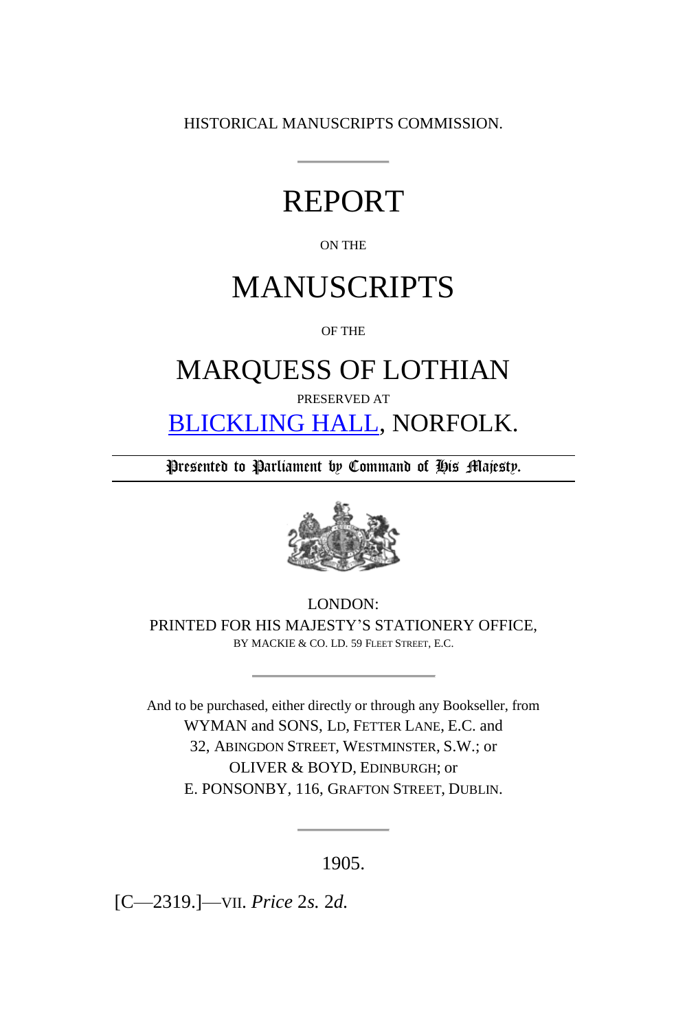HISTORICAL MANUSCRIPTS COMMISSION.

# REPORT

ON THE

# MANUSCRIPTS

OF THE

# MARQUESS OF LOTHIAN

PRESERVED AT

# BLICKLING HALL, NORFOLK.

Presented to Parliament by Command of His Majesty.

LONDON:
PRINTED FOR HIS MAJESTY'S STATIONERY OFFICE,
BY MACKIE & CO. LD. 59 FLEET STREET, E.C.

And to be purchased, either directly or through any Bookseller, from
WYMAN and SONS, LD, FETTER LANE, E.C. and
32, ABINGDON STREET, WESTMINSTER, S.W.; or
OLIVER & BOYD, EDINBURGH; or
E. PONSONBY, 116, GRAFTON STREET, DUBLIN.

1905.

[C—2319.]—VII. *Price* 2*s.* 2*d.*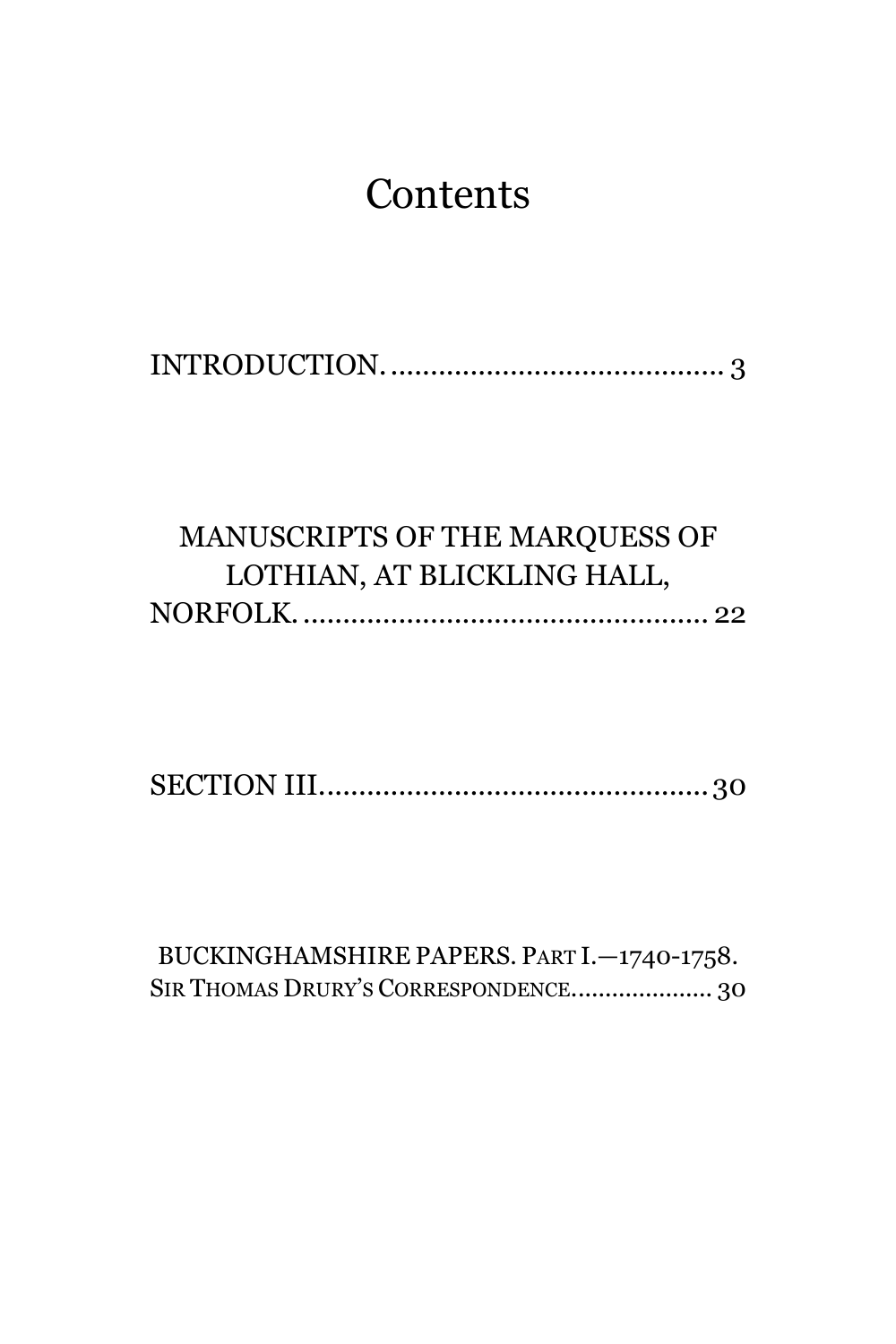# Contents

INTRODUCTION. .......................................... 3

MANUSCRIPTS OF THE MARQUESS OF LOTHIAN, AT BLICKLING HALL, NORFOLK. .................................................. 22

SECTION III................................................ 30

BUCKINGHAMSHIRE PAPERS. PART I.—1740-1758. SIR THOMAS DRURY'S CORRESPONDENCE.................... 30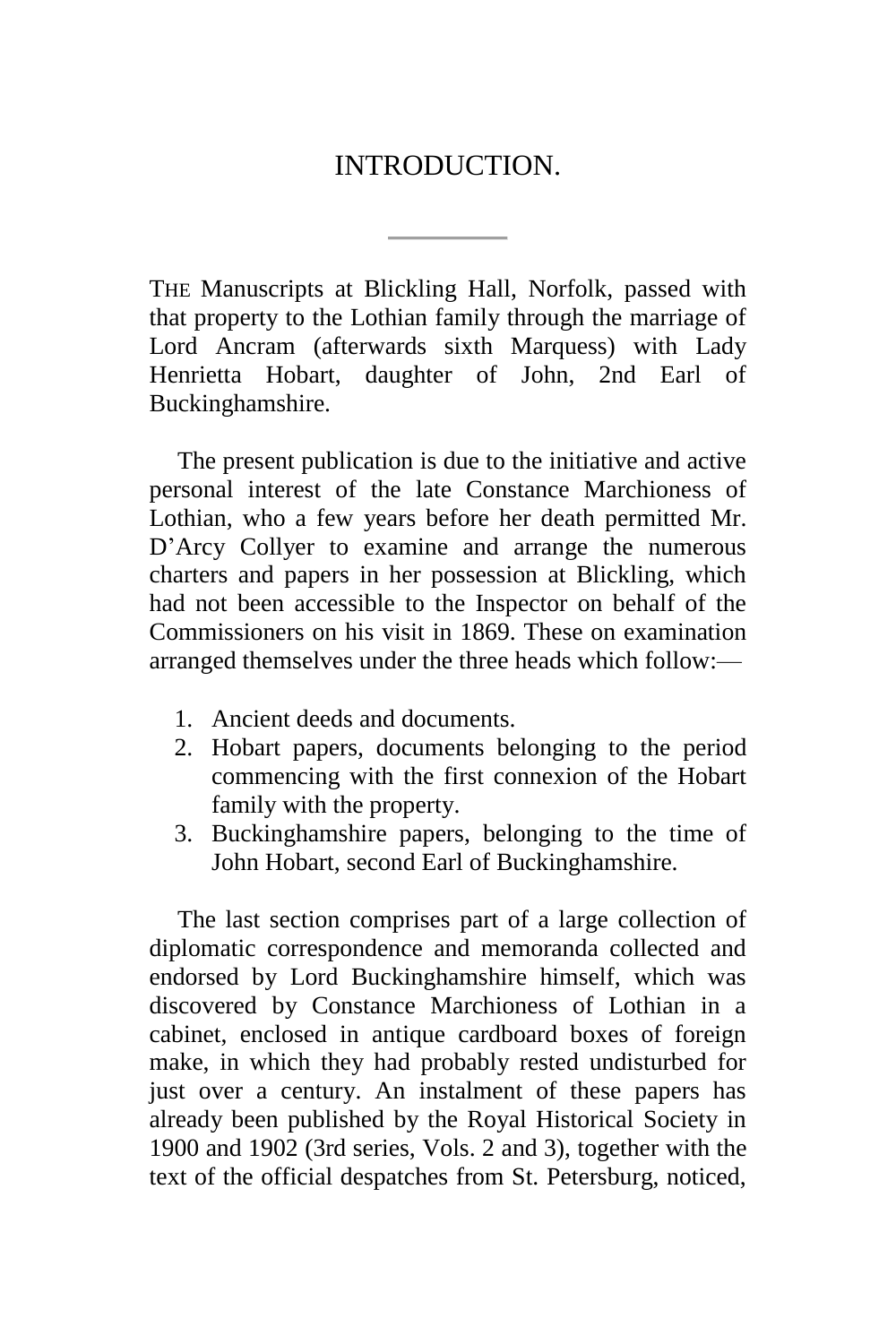# INTRODUCTION.

THE Manuscripts at Blickling Hall, Norfolk, passed with that property to the Lothian family through the marriage of Lord Ancram (afterwards sixth Marquess) with Lady Henrietta Hobart, daughter of John, 2nd Earl of Buckinghamshire.

The present publication is due to the initiative and active personal interest of the late Constance Marchioness of Lothian, who a few years before her death permitted Mr. D'Arcy Collyer to examine and arrange the numerous charters and papers in her possession at Blickling, which had not been accessible to the Inspector on behalf of the Commissioners on his visit in 1869. These on examination arranged themselves under the three heads which follow:—

1. Ancient deeds and documents.
2. Hobart papers, documents belonging to the period commencing with the first connexion of the Hobart family with the property.
3. Buckinghamshire papers, belonging to the time of John Hobart, second Earl of Buckinghamshire.

The last section comprises part of a large collection of diplomatic correspondence and memoranda collected and endorsed by Lord Buckinghamshire himself, which was discovered by Constance Marchioness of Lothian in a cabinet, enclosed in antique cardboard boxes of foreign make, in which they had probably rested undisturbed for just over a century. An instalment of these papers has already been published by the Royal Historical Society in 1900 and 1902 (3rd series, Vols. 2 and 3), together with the text of the official despatches from St. Petersburg, noticed,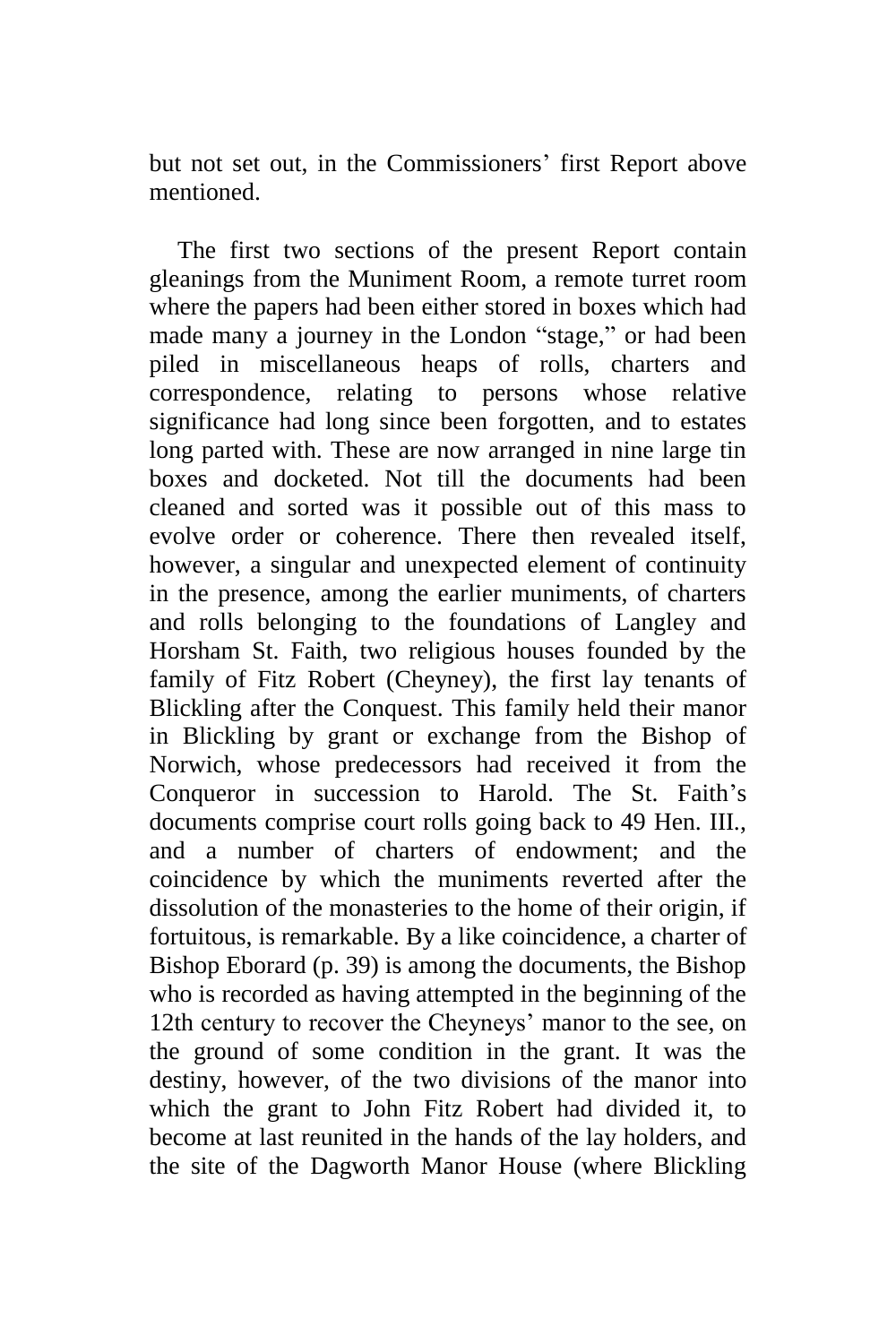but not set out, in the Commissioners' first Report above mentioned.

The first two sections of the present Report contain gleanings from the Muniment Room, a remote turret room where the papers had been either stored in boxes which had made many a journey in the London "stage," or had been piled in miscellaneous heaps of rolls, charters and correspondence, relating to persons whose relative significance had long since been forgotten, and to estates long parted with. These are now arranged in nine large tin boxes and docketed. Not till the documents had been cleaned and sorted was it possible out of this mass to evolve order or coherence. There then revealed itself, however, a singular and unexpected element of continuity in the presence, among the earlier muniments, of charters and rolls belonging to the foundations of Langley and Horsham St. Faith, two religious houses founded by the family of Fitz Robert (Cheyney), the first lay tenants of Blickling after the Conquest. This family held their manor in Blickling by grant or exchange from the Bishop of Norwich, whose predecessors had received it from the Conqueror in succession to Harold. The St. Faith's documents comprise court rolls going back to 49 Hen. III., and a number of charters of endowment; and the coincidence by which the muniments reverted after the dissolution of the monasteries to the home of their origin, if fortuitous, is remarkable. By a like coincidence, a charter of Bishop Eborard (p. 39) is among the documents, the Bishop who is recorded as having attempted in the beginning of the 12th century to recover the Cheyneys' manor to the see, on the ground of some condition in the grant. It was the destiny, however, of the two divisions of the manor into which the grant to John Fitz Robert had divided it, to become at last reunited in the hands of the lay holders, and the site of the Dagworth Manor House (where Blickling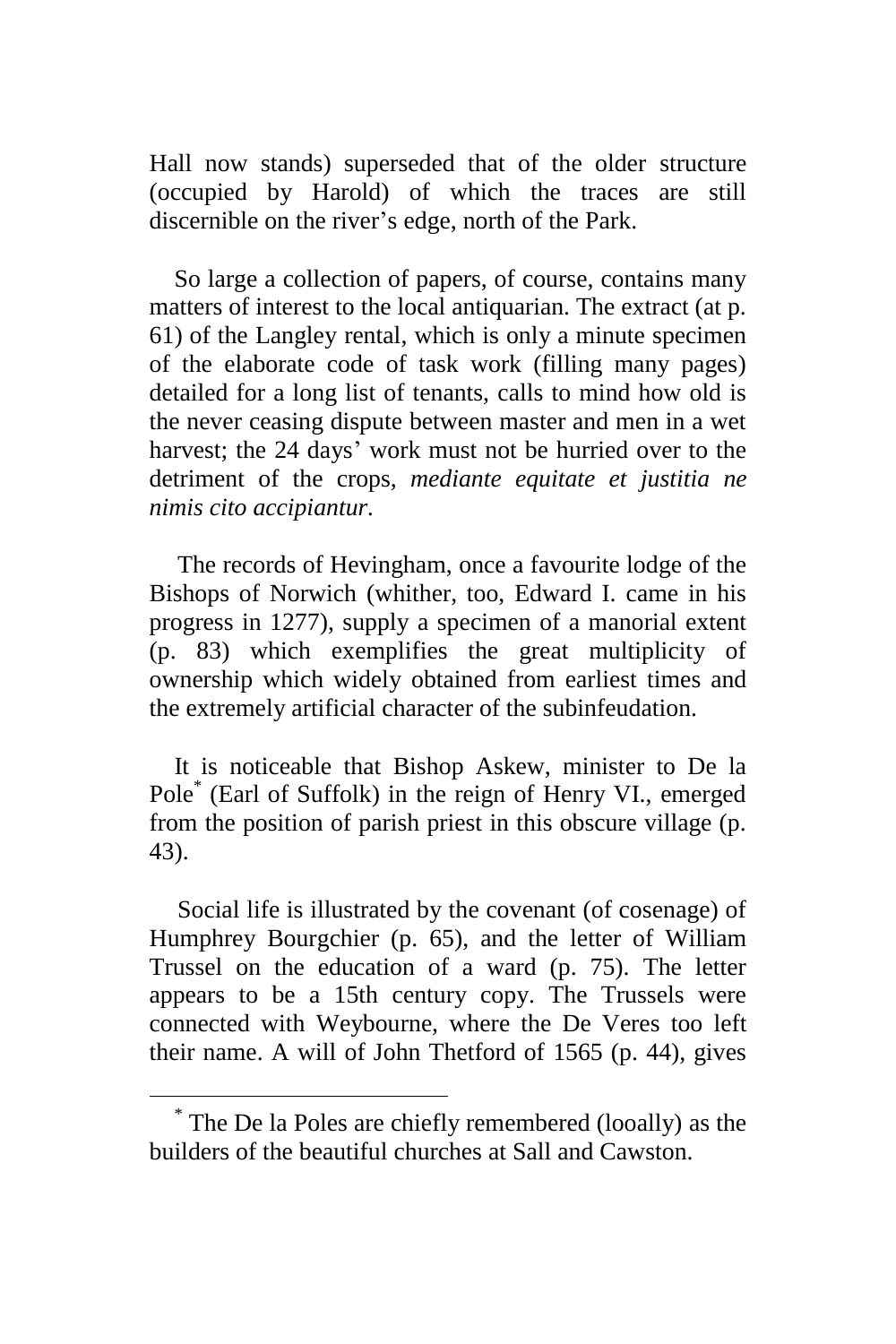Hall now stands) superseded that of the older structure (occupied by Harold) of which the traces are still discernible on the river's edge, north of the Park.

So large a collection of papers, of course, contains many matters of interest to the local antiquarian. The extract (at p. 61) of the Langley rental, which is only a minute specimen of the elaborate code of task work (filling many pages) detailed for a long list of tenants, calls to mind how old is the never ceasing dispute between master and men in a wet harvest; the 24 days' work must not be hurried over to the detriment of the crops, *mediante equitate et justitia ne nimis cito accipiantur*.

The records of Hevingham, once a favourite lodge of the Bishops of Norwich (whither, too, Edward I. came in his progress in 1277), supply a specimen of a manorial extent (p. 83) which exemplifies the great multiplicity of ownership which widely obtained from earliest times and the extremely artificial character of the subinfeudation.

It is noticeable that Bishop Askew, minister to De la Pole* (Earl of Suffolk) in the reign of Henry VI., emerged from the position of parish priest in this obscure village (p. 43).

Social life is illustrated by the covenant (of cosenage) of Humphrey Bourgchier (p. 65), and the letter of William Trussel on the education of a ward (p. 75). The letter appears to be a 15th century copy. The Trussels were connected with Weybourne, where the De Veres too left their name. A will of John Thetford of 1565 (p. 44), gives

---

* The De la Poles are chiefly remembered (looally) as the builders of the beautiful churches at Sall and Cawston.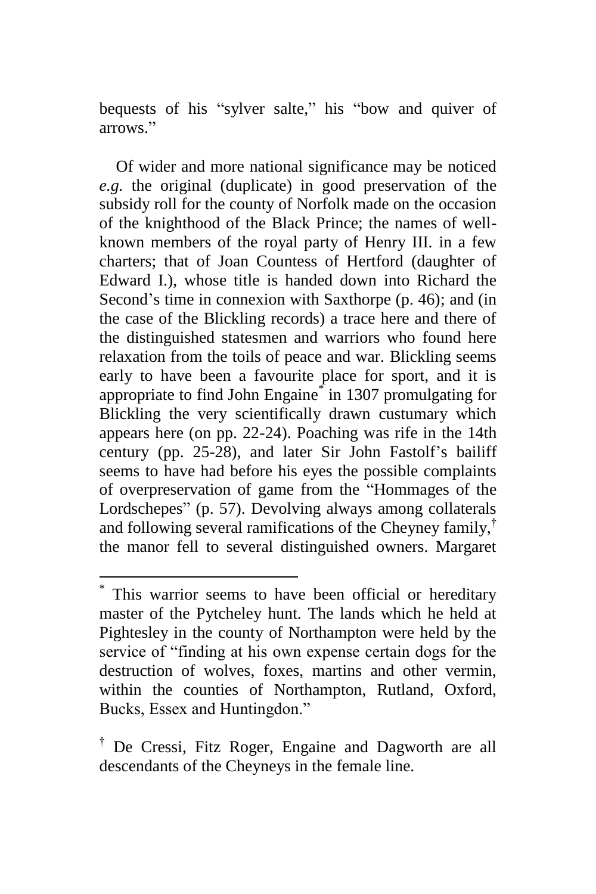bequests of his "sylver salte," his "bow and quiver of arrows."

Of wider and more national significance may be noticed *e.g.* the original (duplicate) in good preservation of the subsidy roll for the county of Norfolk made on the occasion of the knighthood of the Black Prince; the names of well-known members of the royal party of Henry III. in a few charters; that of Joan Countess of Hertford (daughter of Edward I.), whose title is handed down into Richard the Second's time in connexion with Saxthorpe (p. 46); and (in the case of the Blickling records) a trace here and there of the distinguished statesmen and warriors who found here relaxation from the toils of peace and war. Blickling seems early to have been a favourite place for sport, and it is appropriate to find John Engaine[*] in 1307 promulgating for Blickling the very scientifically drawn custumary which appears here (on pp. 22-24). Poaching was rife in the 14th century (pp. 25-28), and later Sir John Fastolf's bailiff seems to have had before his eyes the possible complaints of overpreservation of game from the "Hommages of the Lordschepes" (p. 57). Devolving always among collaterals and following several ramifications of the Cheyney family,[†] the manor fell to several distinguished owners. Margaret

---

[*] This warrior seems to have been official or hereditary master of the Pytcheley hunt. The lands which he held at Pightesley in the county of Northampton were held by the service of "finding at his own expense certain dogs for the destruction of wolves, foxes, martins and other vermin, within the counties of Northampton, Rutland, Oxford, Bucks, Essex and Huntingdon."

[†] De Cressi, Fitz Roger, Engaine and Dagworth are all descendants of the Cheyneys in the female line.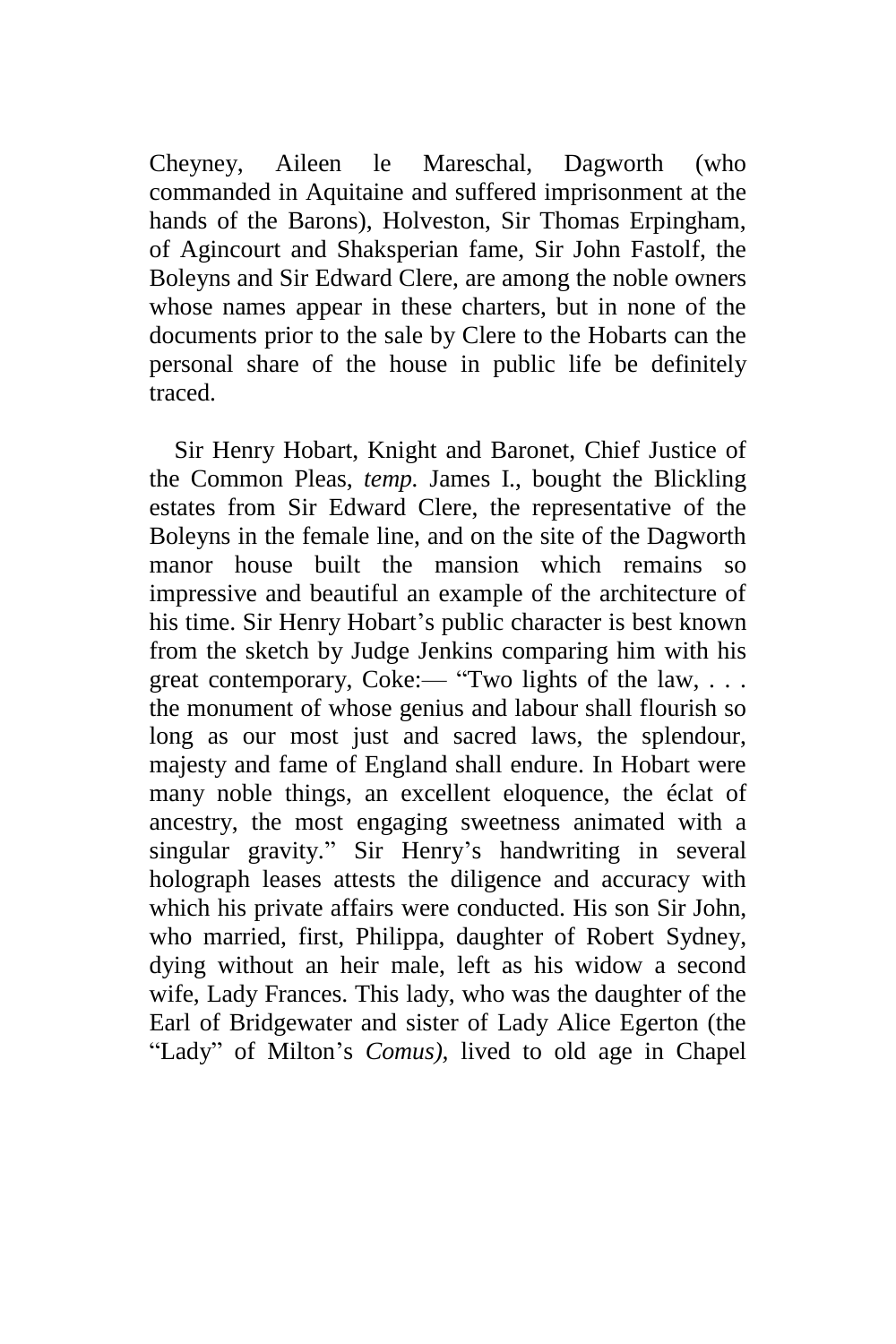Cheyney, Aileen le Mareschal, Dagworth (who commanded in Aquitaine and suffered imprisonment at the hands of the Barons), Holveston, Sir Thomas Erpingham, of Agincourt and Shaksperian fame, Sir John Fastolf, the Boleyns and Sir Edward Clere, are among the noble owners whose names appear in these charters, but in none of the documents prior to the sale by Clere to the Hobarts can the personal share of the house in public life be definitely traced.

Sir Henry Hobart, Knight and Baronet, Chief Justice of the Common Pleas, *temp.* James I., bought the Blickling estates from Sir Edward Clere, the representative of the Boleyns in the female line, and on the site of the Dagworth manor house built the mansion which remains so impressive and beautiful an example of the architecture of his time. Sir Henry Hobart's public character is best known from the sketch by Judge Jenkins comparing him with his great contemporary, Coke:— "Two lights of the law, . . . the monument of whose genius and labour shall flourish so long as our most just and sacred laws, the splendour, majesty and fame of England shall endure. In Hobart were many noble things, an excellent eloquence, the éclat of ancestry, the most engaging sweetness animated with a singular gravity." Sir Henry's handwriting in several holograph leases attests the diligence and accuracy with which his private affairs were conducted. His son Sir John, who married, first, Philippa, daughter of Robert Sydney, dying without an heir male, left as his widow a second wife, Lady Frances. This lady, who was the daughter of the Earl of Bridgewater and sister of Lady Alice Egerton (the "Lady" of Milton's *Comus),* lived to old age in Chapel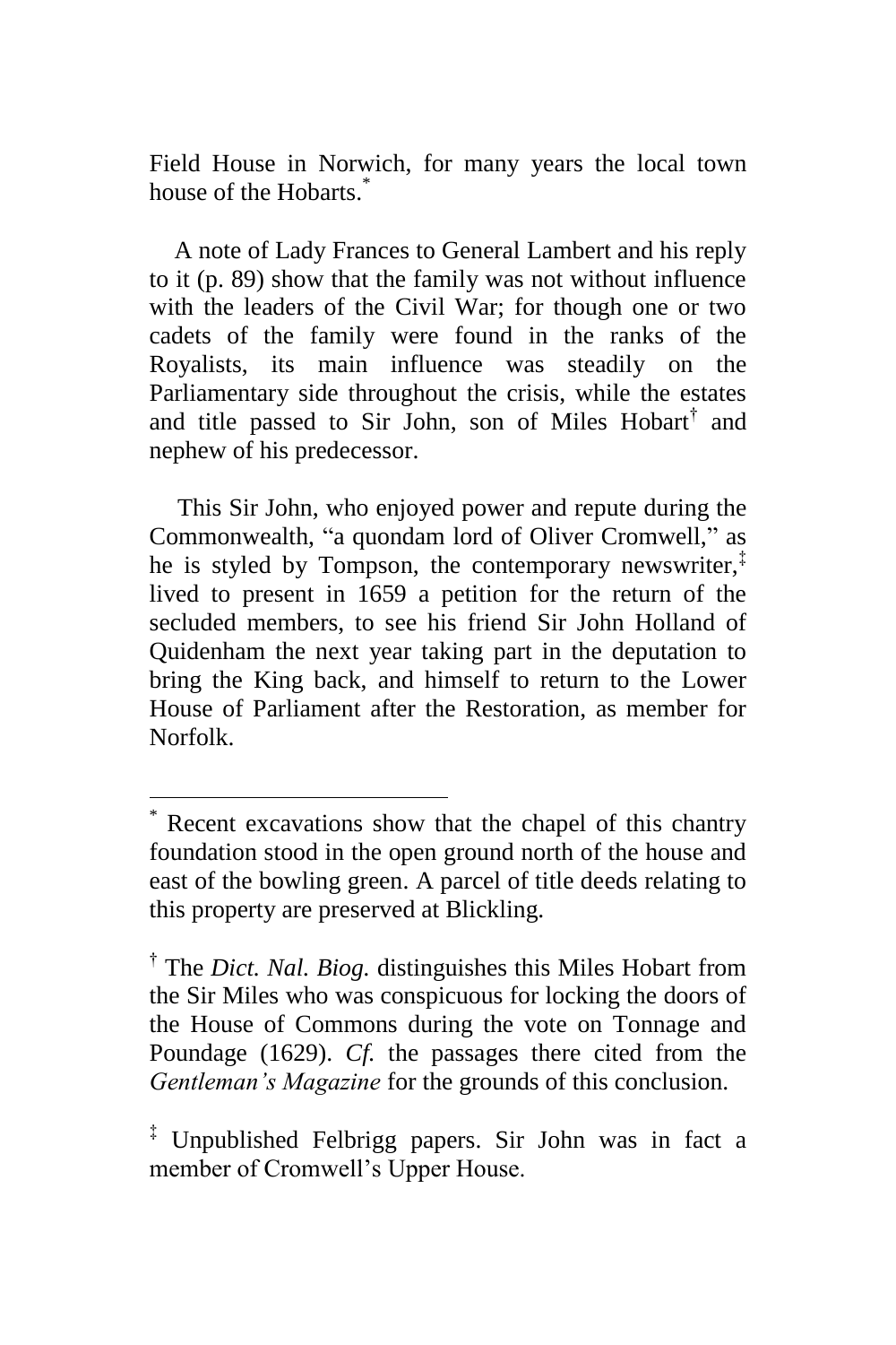Field House in Norwich, for many years the local town house of the Hobarts.[*]

A note of Lady Frances to General Lambert and his reply to it (p. 89) show that the family was not without influence with the leaders of the Civil War; for though one or two cadets of the family were found in the ranks of the Royalists, its main influence was steadily on the Parliamentary side throughout the crisis, while the estates and title passed to Sir John, son of Miles Hobart[†] and nephew of his predecessor.

This Sir John, who enjoyed power and repute during the Commonwealth, "a quondam lord of Oliver Cromwell," as he is styled by Tompson, the contemporary newswriter,[‡] lived to present in 1659 a petition for the return of the secluded members, to see his friend Sir John Holland of Quidenham the next year taking part in the deputation to bring the King back, and himself to return to the Lower House of Parliament after the Restoration, as member for Norfolk.

---

[*] Recent excavations show that the chapel of this chantry foundation stood in the open ground north of the house and east of the bowling green. A parcel of title deeds relating to this property are preserved at Blickling.

[†] The *Dict. Nal. Biog.* distinguishes this Miles Hobart from the Sir Miles who was conspicuous for locking the doors of the House of Commons during the vote on Tonnage and Poundage (1629). *Cf.* the passages there cited from the *Gentleman's Magazine* for the grounds of this conclusion.

[‡] Unpublished Felbrigg papers. Sir John was in fact a member of Cromwell's Upper House.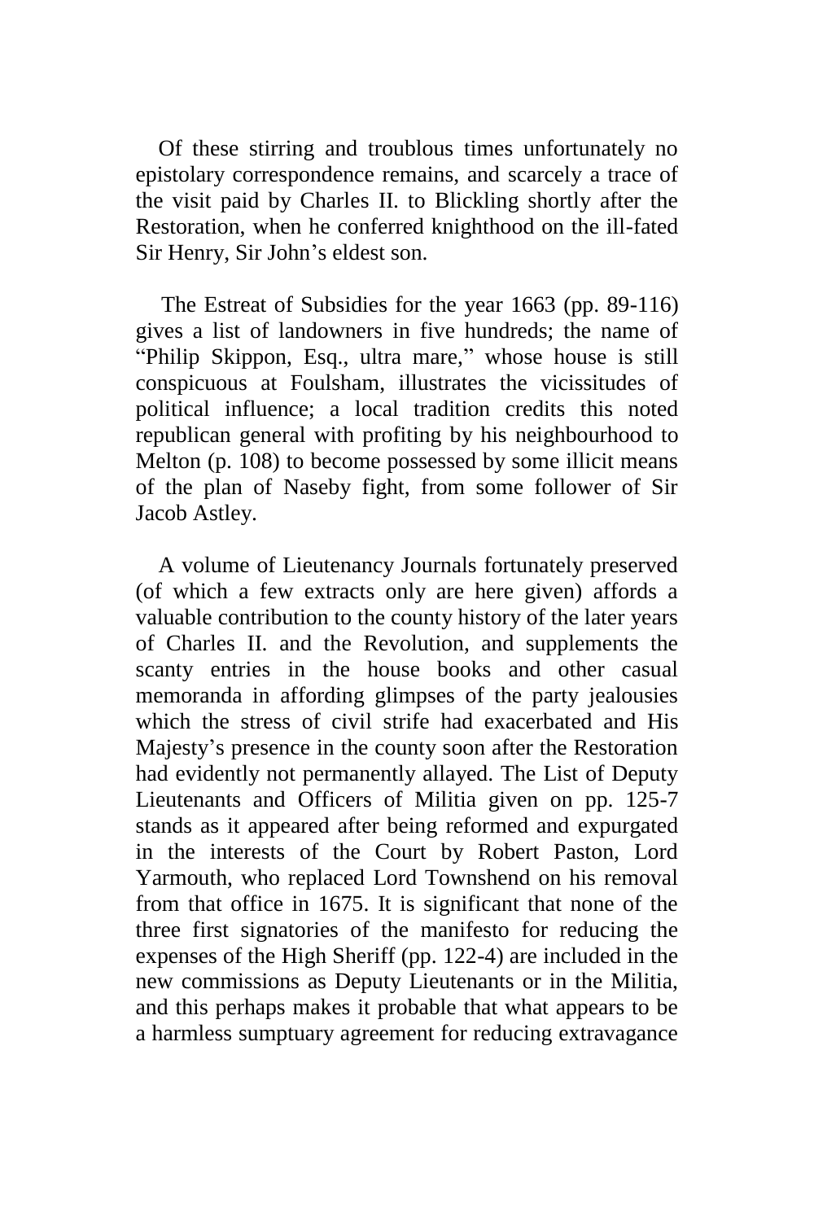Of these stirring and troublous times unfortunately no epistolary correspondence remains, and scarcely a trace of the visit paid by Charles II. to Blickling shortly after the Restoration, when he conferred knighthood on the ill-fated Sir Henry, Sir John's eldest son.

The Estreat of Subsidies for the year 1663 (pp. 89-116) gives a list of landowners in five hundreds; the name of "Philip Skippon, Esq., ultra mare," whose house is still conspicuous at Foulsham, illustrates the vicissitudes of political influence; a local tradition credits this noted republican general with profiting by his neighbourhood to Melton (p. 108) to become possessed by some illicit means of the plan of Naseby fight, from some follower of Sir Jacob Astley.

A volume of Lieutenancy Journals fortunately preserved (of which a few extracts only are here given) affords a valuable contribution to the county history of the later years of Charles II. and the Revolution, and supplements the scanty entries in the house books and other casual memoranda in affording glimpses of the party jealousies which the stress of civil strife had exacerbated and His Majesty's presence in the county soon after the Restoration had evidently not permanently allayed. The List of Deputy Lieutenants and Officers of Militia given on pp. 125-7 stands as it appeared after being reformed and expurgated in the interests of the Court by Robert Paston, Lord Yarmouth, who replaced Lord Townshend on his removal from that office in 1675. It is significant that none of the three first signatories of the manifesto for reducing the expenses of the High Sheriff (pp. 122-4) are included in the new commissions as Deputy Lieutenants or in the Militia, and this perhaps makes it probable that what appears to be a harmless sumptuary agreement for reducing extravagance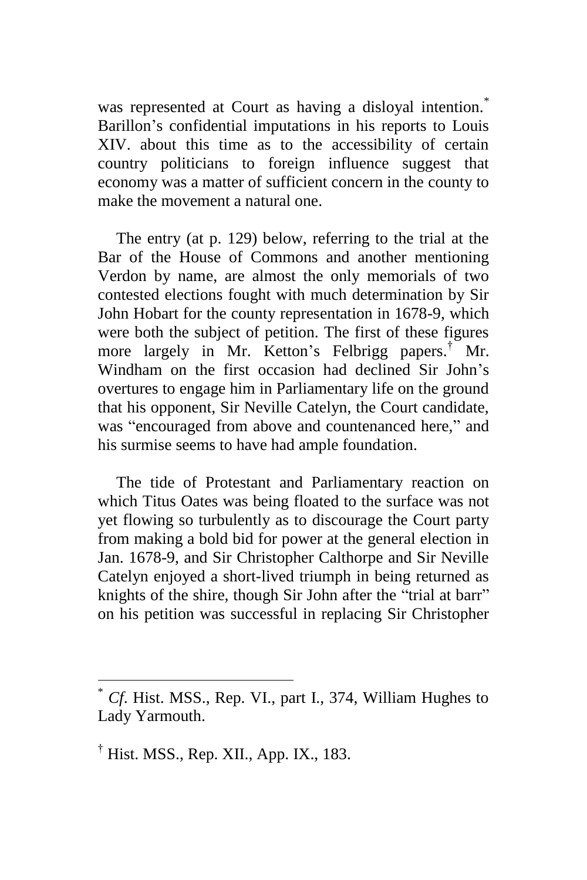was represented at Court as having a disloyal intention.[*] Barillon's confidential imputations in his reports to Louis XIV. about this time as to the accessibility of certain country politicians to foreign influence suggest that economy was a matter of sufficient concern in the county to make the movement a natural one.

The entry (at p. 129) below, referring to the trial at the Bar of the House of Commons and another mentioning Verdon by name, are almost the only memorials of two contested elections fought with much determination by Sir John Hobart for the county representation in 1678-9, which were both the subject of petition. The first of these figures more largely in Mr. Ketton's Felbrigg papers.[†] Mr. Windham on the first occasion had declined Sir John's overtures to engage him in Parliamentary life on the ground that his opponent, Sir Neville Catelyn, the Court candidate, was "encouraged from above and countenanced here," and his surmise seems to have had ample foundation.

The tide of Protestant and Parliamentary reaction on which Titus Oates was being floated to the surface was not yet flowing so turbulently as to discourage the Court party from making a bold bid for power at the general election in Jan. 1678-9, and Sir Christopher Calthorpe and Sir Neville Catelyn enjoyed a short-lived triumph in being returned as knights of the shire, though Sir John after the "trial at barr" on his petition was successful in replacing Sir Christopher

---

[*] *Cf.* Hist. MSS., Rep. VI., part I., 374, William Hughes to Lady Yarmouth.

[†] Hist. MSS., Rep. XII., App. IX., 183.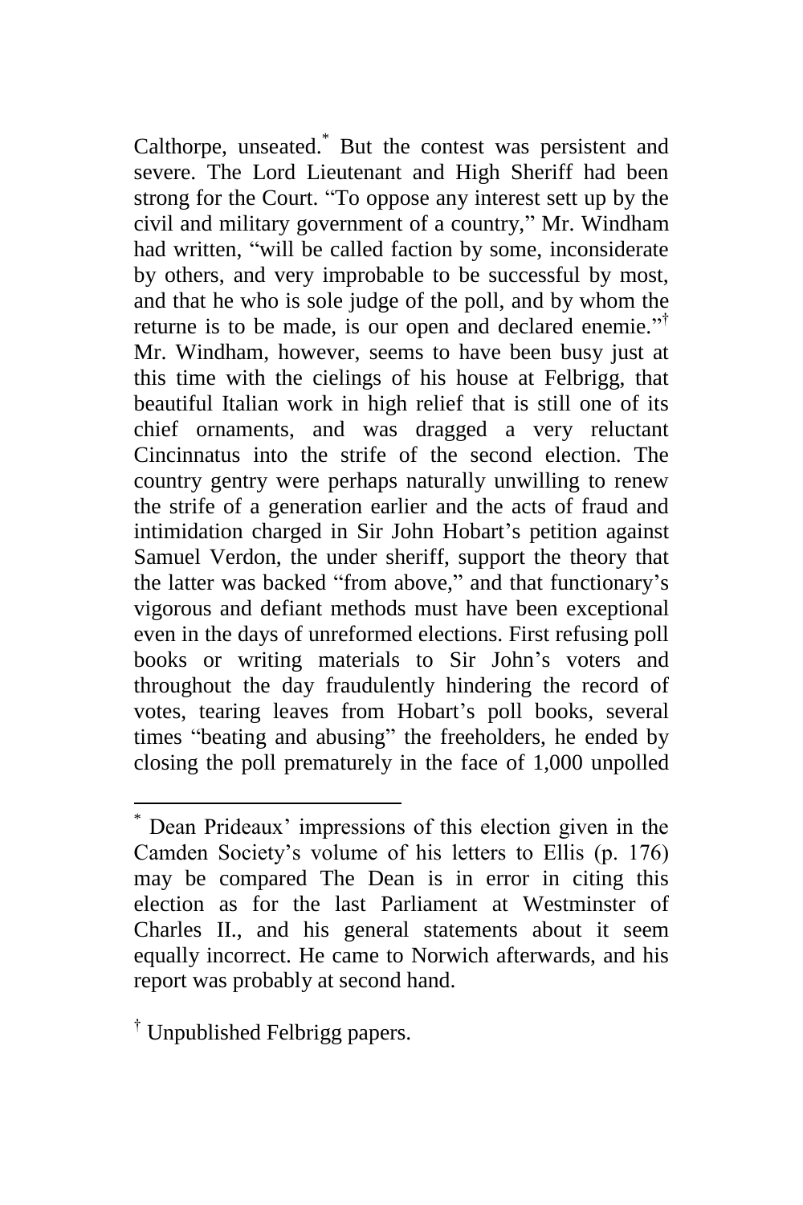Calthorpe, unseated.[*] But the contest was persistent and severe. The Lord Lieutenant and High Sheriff had been strong for the Court. "To oppose any interest sett up by the civil and military government of a country," Mr. Windham had written, "will be called faction by some, inconsiderate by others, and very improbable to be successful by most, and that he who is sole judge of the poll, and by whom the returne is to be made, is our open and declared enemie."[†] Mr. Windham, however, seems to have been busy just at this time with the cielings of his house at Felbrigg, that beautiful Italian work in high relief that is still one of its chief ornaments, and was dragged a very reluctant Cincinnatus into the strife of the second election. The country gentry were perhaps naturally unwilling to renew the strife of a generation earlier and the acts of fraud and intimidation charged in Sir John Hobart's petition against Samuel Verdon, the under sheriff, support the theory that the latter was backed "from above," and that functionary's vigorous and defiant methods must have been exceptional even in the days of unreformed elections. First refusing poll books or writing materials to Sir John's voters and throughout the day fraudulently hindering the record of votes, tearing leaves from Hobart's poll books, several times "beating and abusing" the freeholders, he ended by closing the poll prematurely in the face of 1,000 unpolled

---

[*] Dean Prideaux' impressions of this election given in the Camden Society's volume of his letters to Ellis (p. 176) may be compared The Dean is in error in citing this election as for the last Parliament at Westminster of Charles II., and his general statements about it seem equally incorrect. He came to Norwich afterwards, and his report was probably at second hand.

[†] Unpublished Felbrigg papers.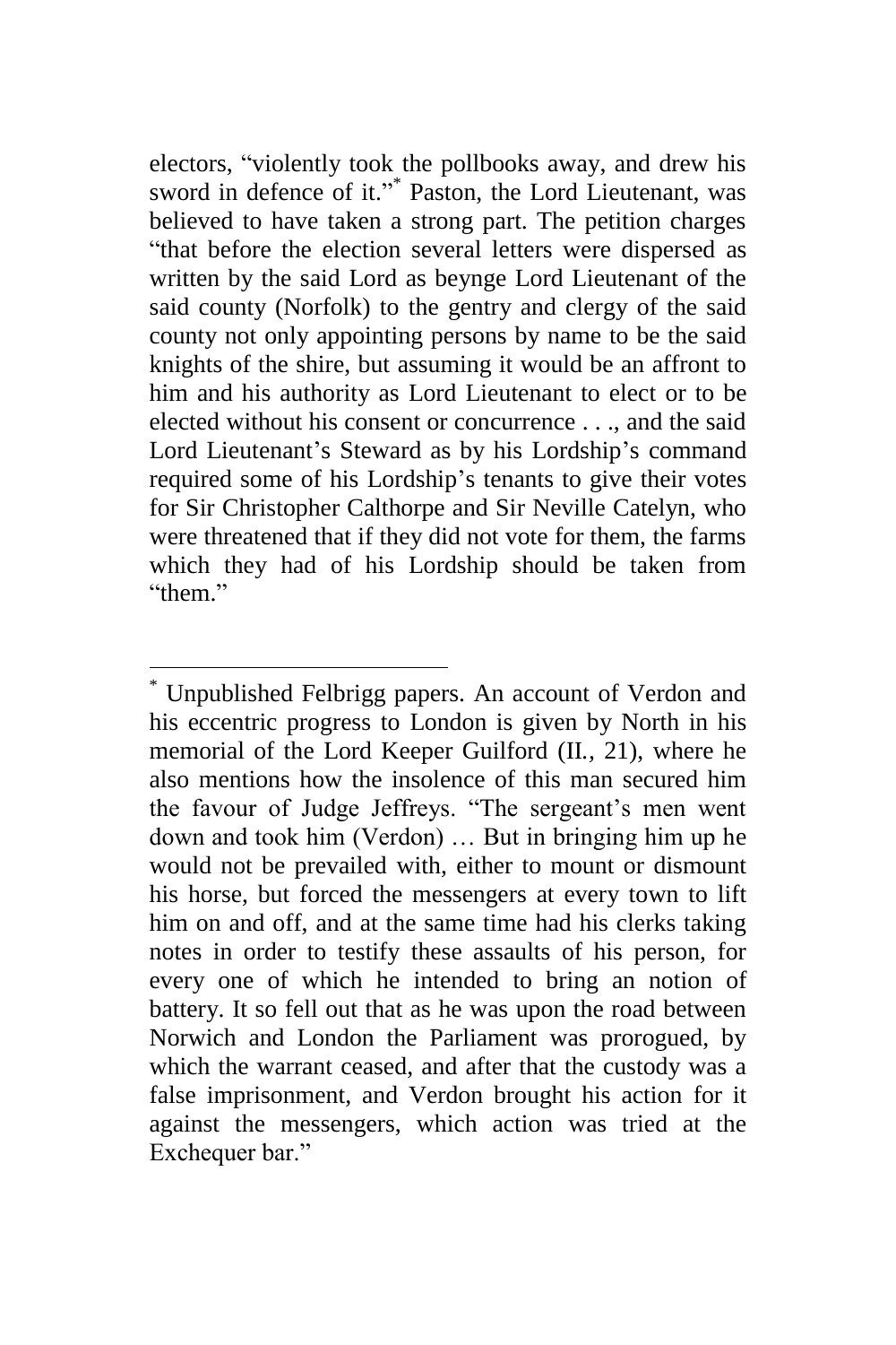electors, "violently took the pollbooks away, and drew his sword in defence of it."[*] Paston, the Lord Lieutenant, was believed to have taken a strong part. The petition charges "that before the election several letters were dispersed as written by the said Lord as beynge Lord Lieutenant of the said county (Norfolk) to the gentry and clergy of the said county not only appointing persons by name to be the said knights of the shire, but assuming it would be an affront to him and his authority as Lord Lieutenant to elect or to be elected without his consent or concurrence . . ., and the said Lord Lieutenant's Steward as by his Lordship's command required some of his Lordship's tenants to give their votes for Sir Christopher Calthorpe and Sir Neville Catelyn, who were threatened that if they did not vote for them, the farms which they had of his Lordship should be taken from "them."

---

[*] Unpublished Felbrigg papers. An account of Verdon and his eccentric progress to London is given by North in his memorial of the Lord Keeper Guilford (II., 21), where he also mentions how the insolence of this man secured him the favour of Judge Jeffreys. "The sergeant's men went down and took him (Verdon) … But in bringing him up he would not be prevailed with, either to mount or dismount his horse, but forced the messengers at every town to lift him on and off, and at the same time had his clerks taking notes in order to testify these assaults of his person, for every one of which he intended to bring an notion of battery. It so fell out that as he was upon the road between Norwich and London the Parliament was prorogued, by which the warrant ceased, and after that the custody was a false imprisonment, and Verdon brought his action for it against the messengers, which action was tried at the Exchequer bar."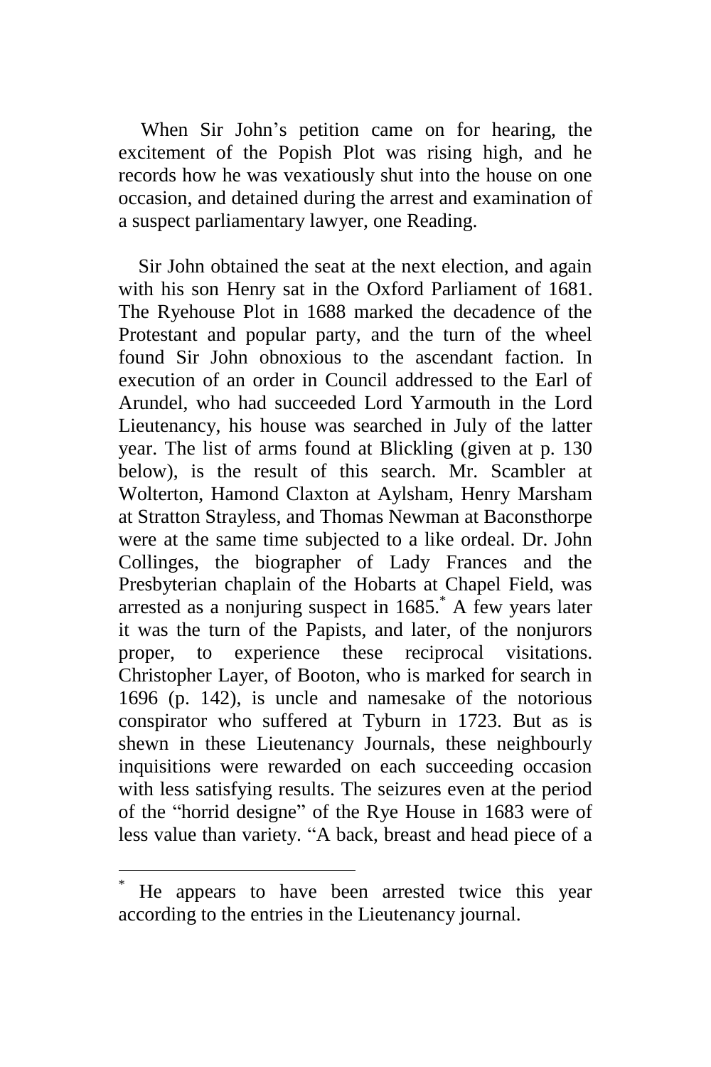When Sir John's petition came on for hearing, the excitement of the Popish Plot was rising high, and he records how he was vexatiously shut into the house on one occasion, and detained during the arrest and examination of a suspect parliamentary lawyer, one Reading.

Sir John obtained the seat at the next election, and again with his son Henry sat in the Oxford Parliament of 1681. The Ryehouse Plot in 1688 marked the decadence of the Protestant and popular party, and the turn of the wheel found Sir John obnoxious to the ascendant faction. In execution of an order in Council addressed to the Earl of Arundel, who had succeeded Lord Yarmouth in the Lord Lieutenancy, his house was searched in July of the latter year. The list of arms found at Blickling (given at p. 130 below), is the result of this search. Mr. Scambler at Wolterton, Hamond Claxton at Aylsham, Henry Marsham at Stratton Strayless, and Thomas Newman at Baconsthorpe were at the same time subjected to a like ordeal. Dr. John Collinges, the biographer of Lady Frances and the Presbyterian chaplain of the Hobarts at Chapel Field, was arrested as a nonjuring suspect in 1685.* A few years later it was the turn of the Papists, and later, of the nonjurors proper, to experience these reciprocal visitations. Christopher Layer, of Booton, who is marked for search in 1696 (p. 142), is uncle and namesake of the notorious conspirator who suffered at Tyburn in 1723. But as is shewn in these Lieutenancy Journals, these neighbourly inquisitions were rewarded on each succeeding occasion with less satisfying results. The seizures even at the period of the "horrid designe" of the Rye House in 1683 were of less value than variety. "A back, breast and head piece of a

---

* He appears to have been arrested twice this year according to the entries in the Lieutenancy journal.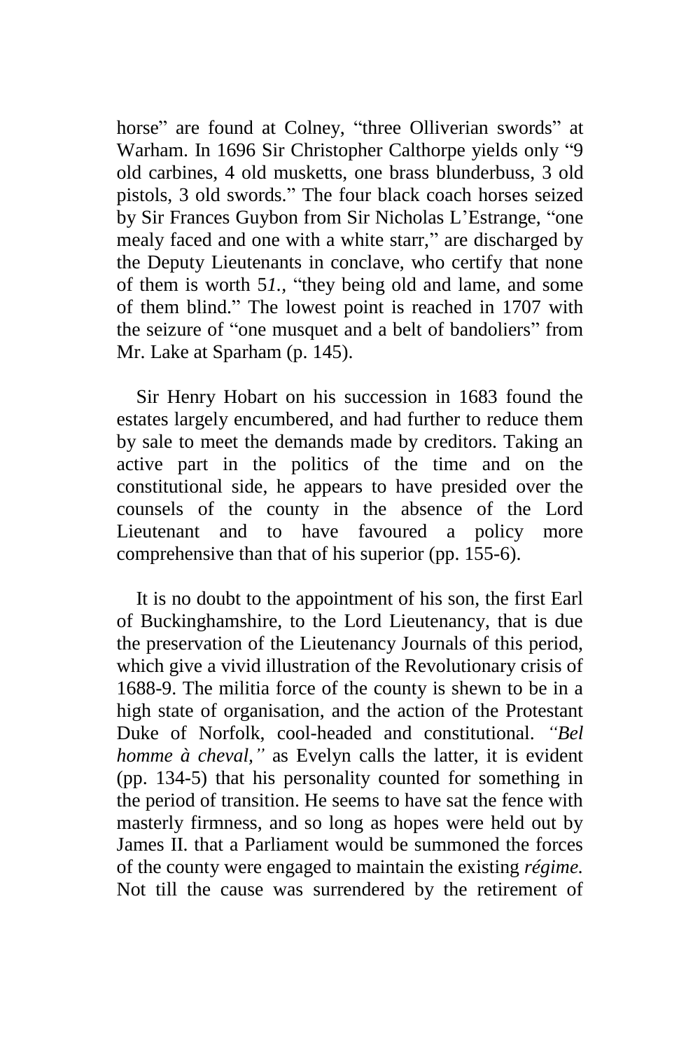horse" are found at Colney, "three Olliverian swords" at Warham. In 1696 Sir Christopher Calthorpe yields only "9 old carbines, 4 old musketts, one brass blunderbuss, 3 old pistols, 3 old swords." The four black coach horses seized by Sir Frances Guybon from Sir Nicholas L'Estrange, "one mealy faced and one with a white starr," are discharged by the Deputy Lieutenants in conclave, who certify that none of them is worth 5*l.*, "they being old and lame, and some of them blind." The lowest point is reached in 1707 with the seizure of "one musquet and a belt of bandoliers" from Mr. Lake at Sparham (p. 145).

Sir Henry Hobart on his succession in 1683 found the estates largely encumbered, and had further to reduce them by sale to meet the demands made by creditors. Taking an active part in the politics of the time and on the constitutional side, he appears to have presided over the counsels of the county in the absence of the Lord Lieutenant and to have favoured a policy more comprehensive than that of his superior (pp. 155-6).

It is no doubt to the appointment of his son, the first Earl of Buckinghamshire, to the Lord Lieutenancy, that is due the preservation of the Lieutenancy Journals of this period, which give a vivid illustration of the Revolutionary crisis of 1688-9. The militia force of the county is shewn to be in a high state of organisation, and the action of the Protestant Duke of Norfolk, cool-headed and constitutional. *"Bel homme à cheval,"* as Evelyn calls the latter, it is evident (pp. 134-5) that his personality counted for something in the period of transition. He seems to have sat the fence with masterly firmness, and so long as hopes were held out by James II. that a Parliament would be summoned the forces of the county were engaged to maintain the existing *régime.* Not till the cause was surrendered by the retirement of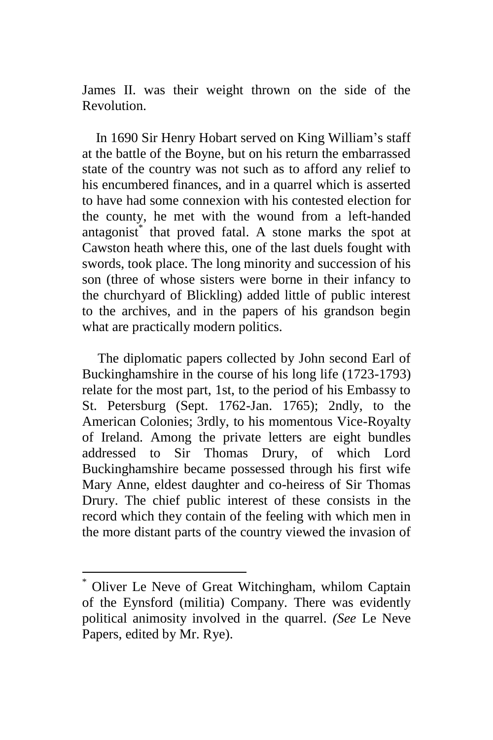James II. was their weight thrown on the side of the Revolution.

In 1690 Sir Henry Hobart served on King William's staff at the battle of the Boyne, but on his return the embarrassed state of the country was not such as to afford any relief to his encumbered finances, and in a quarrel which is asserted to have had some connexion with his contested election for the county, he met with the wound from a left-handed antagonist* that proved fatal. A stone marks the spot at Cawston heath where this, one of the last duels fought with swords, took place. The long minority and succession of his son (three of whose sisters were borne in their infancy to the churchyard of Blickling) added little of public interest to the archives, and in the papers of his grandson begin what are practically modern politics.

The diplomatic papers collected by John second Earl of Buckinghamshire in the course of his long life (1723-1793) relate for the most part, 1st, to the period of his Embassy to St. Petersburg (Sept. 1762-Jan. 1765); 2ndly, to the American Colonies; 3rdly, to his momentous Vice-Royalty of Ireland. Among the private letters are eight bundles addressed to Sir Thomas Drury, of which Lord Buckinghamshire became possessed through his first wife Mary Anne, eldest daughter and co-heiress of Sir Thomas Drury. The chief public interest of these consists in the record which they contain of the feeling with which men in the more distant parts of the country viewed the invasion of

---

* Oliver Le Neve of Great Witchingham, whilom Captain of the Eynsford (militia) Company. There was evidently political animosity involved in the quarrel. *(See* Le Neve Papers, edited by Mr. Rye).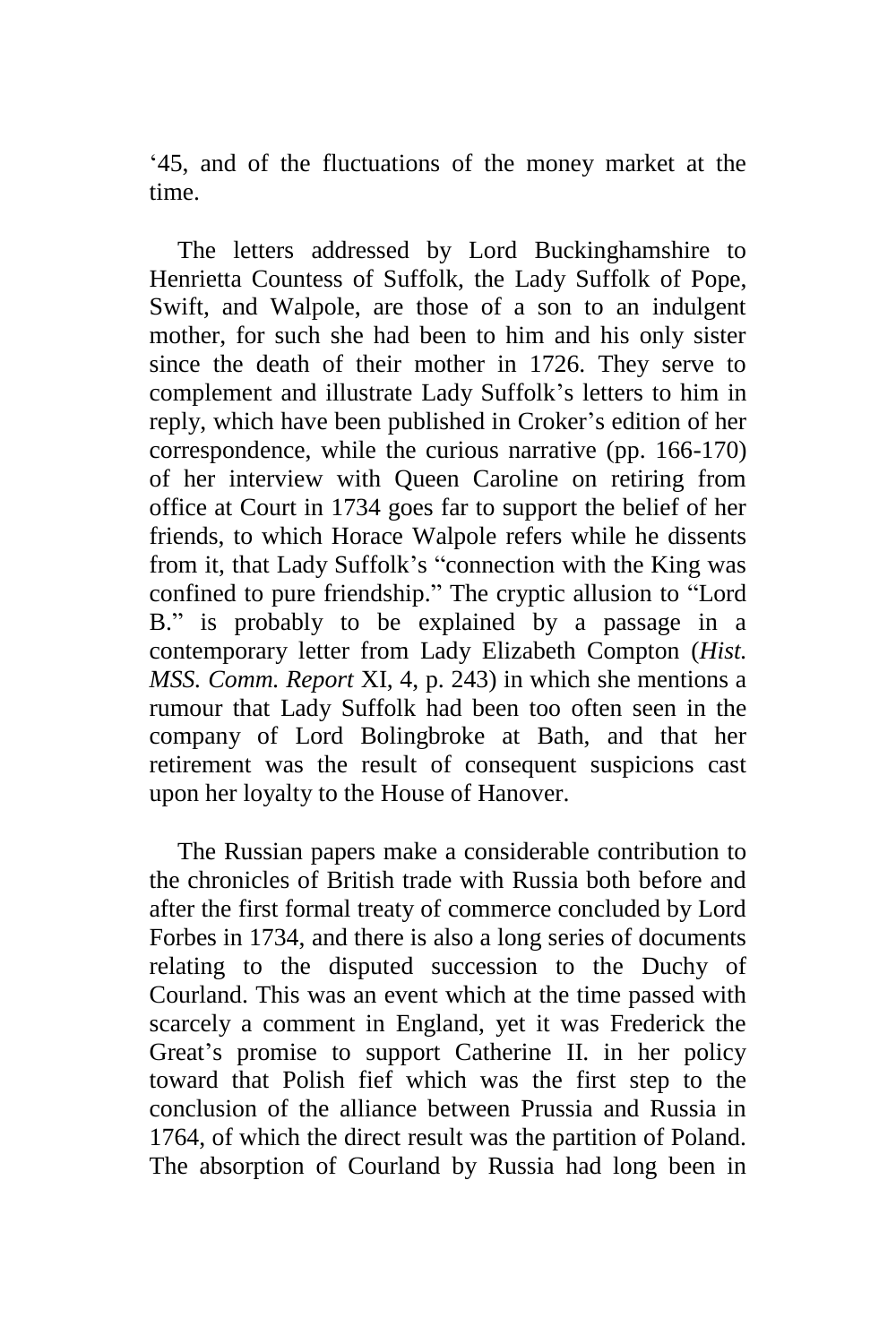'45, and of the fluctuations of the money market at the time.

The letters addressed by Lord Buckinghamshire to Henrietta Countess of Suffolk, the Lady Suffolk of Pope, Swift, and Walpole, are those of a son to an indulgent mother, for such she had been to him and his only sister since the death of their mother in 1726. They serve to complement and illustrate Lady Suffolk's letters to him in reply, which have been published in Croker's edition of her correspondence, while the curious narrative (pp. 166-170) of her interview with Queen Caroline on retiring from office at Court in 1734 goes far to support the belief of her friends, to which Horace Walpole refers while he dissents from it, that Lady Suffolk's "connection with the King was confined to pure friendship." The cryptic allusion to "Lord B." is probably to be explained by a passage in a contemporary letter from Lady Elizabeth Compton (*Hist. MSS. Comm. Report* XI, 4, p. 243) in which she mentions a rumour that Lady Suffolk had been too often seen in the company of Lord Bolingbroke at Bath, and that her retirement was the result of consequent suspicions cast upon her loyalty to the House of Hanover.

The Russian papers make a considerable contribution to the chronicles of British trade with Russia both before and after the first formal treaty of commerce concluded by Lord Forbes in 1734, and there is also a long series of documents relating to the disputed succession to the Duchy of Courland. This was an event which at the time passed with scarcely a comment in England, yet it was Frederick the Great's promise to support Catherine II. in her policy toward that Polish fief which was the first step to the conclusion of the alliance between Prussia and Russia in 1764, of which the direct result was the partition of Poland. The absorption of Courland by Russia had long been in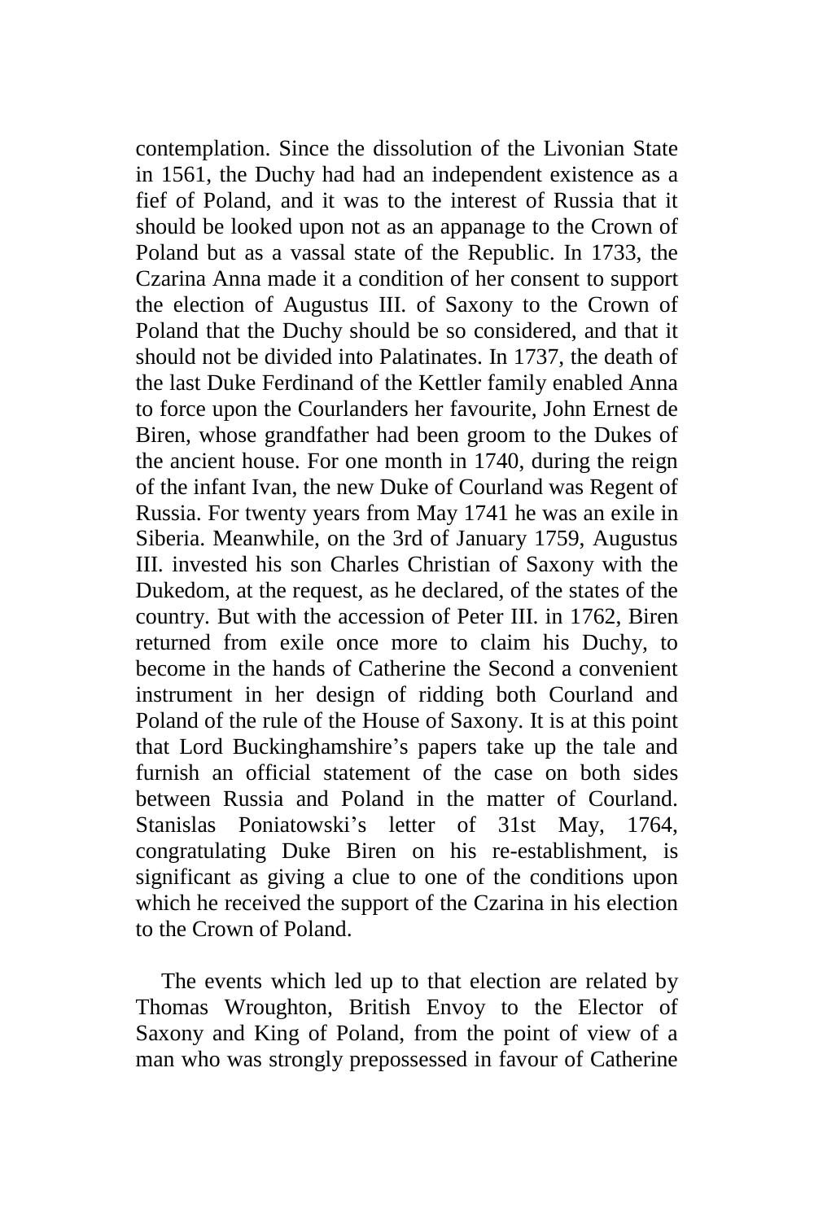contemplation. Since the dissolution of the Livonian State in 1561, the Duchy had had an independent existence as a fief of Poland, and it was to the interest of Russia that it should be looked upon not as an appanage to the Crown of Poland but as a vassal state of the Republic. In 1733, the Czarina Anna made it a condition of her consent to support the election of Augustus III. of Saxony to the Crown of Poland that the Duchy should be so considered, and that it should not be divided into Palatinates. In 1737, the death of the last Duke Ferdinand of the Kettler family enabled Anna to force upon the Courlanders her favourite, John Ernest de Biren, whose grandfather had been groom to the Dukes of the ancient house. For one month in 1740, during the reign of the infant Ivan, the new Duke of Courland was Regent of Russia. For twenty years from May 1741 he was an exile in Siberia. Meanwhile, on the 3rd of January 1759, Augustus III. invested his son Charles Christian of Saxony with the Dukedom, at the request, as he declared, of the states of the country. But with the accession of Peter III. in 1762, Biren returned from exile once more to claim his Duchy, to become in the hands of Catherine the Second a convenient instrument in her design of ridding both Courland and Poland of the rule of the House of Saxony. It is at this point that Lord Buckinghamshire's papers take up the tale and furnish an official statement of the case on both sides between Russia and Poland in the matter of Courland. Stanislas Poniatowski's letter of 31st May, 1764, congratulating Duke Biren on his re-establishment, is significant as giving a clue to one of the conditions upon which he received the support of the Czarina in his election to the Crown of Poland.

The events which led up to that election are related by Thomas Wroughton, British Envoy to the Elector of Saxony and King of Poland, from the point of view of a man who was strongly prepossessed in favour of Catherine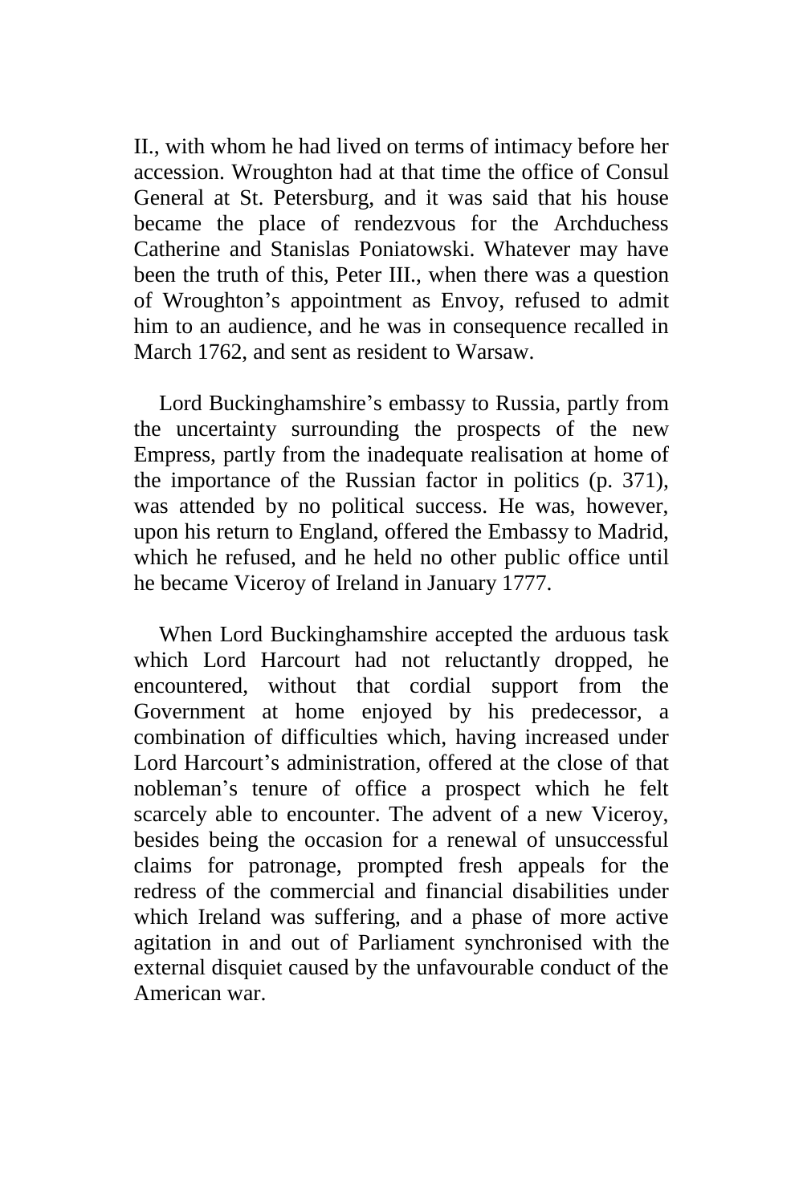II., with whom he had lived on terms of intimacy before her accession. Wroughton had at that time the office of Consul General at St. Petersburg, and it was said that his house became the place of rendezvous for the Archduchess Catherine and Stanislas Poniatowski. Whatever may have been the truth of this, Peter III., when there was a question of Wroughton's appointment as Envoy, refused to admit him to an audience, and he was in consequence recalled in March 1762, and sent as resident to Warsaw.

Lord Buckinghamshire's embassy to Russia, partly from the uncertainty surrounding the prospects of the new Empress, partly from the inadequate realisation at home of the importance of the Russian factor in politics (p. 371), was attended by no political success. He was, however, upon his return to England, offered the Embassy to Madrid, which he refused, and he held no other public office until he became Viceroy of Ireland in January 1777.

When Lord Buckinghamshire accepted the arduous task which Lord Harcourt had not reluctantly dropped, he encountered, without that cordial support from the Government at home enjoyed by his predecessor, a combination of difficulties which, having increased under Lord Harcourt's administration, offered at the close of that nobleman's tenure of office a prospect which he felt scarcely able to encounter. The advent of a new Viceroy, besides being the occasion for a renewal of unsuccessful claims for patronage, prompted fresh appeals for the redress of the commercial and financial disabilities under which Ireland was suffering, and a phase of more active agitation in and out of Parliament synchronised with the external disquiet caused by the unfavourable conduct of the American war.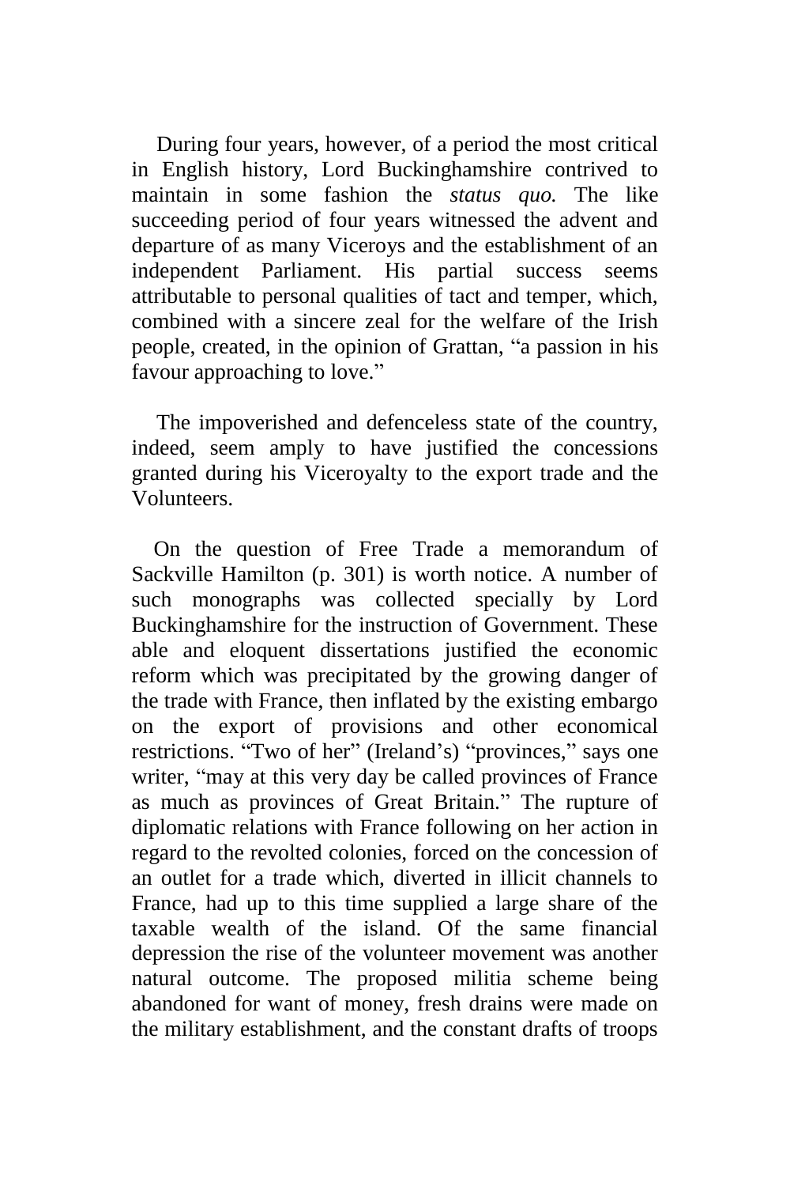During four years, however, of a period the most critical in English history, Lord Buckinghamshire contrived to maintain in some fashion the *status quo.* The like succeeding period of four years witnessed the advent and departure of as many Viceroys and the establishment of an independent Parliament. His partial success seems attributable to personal qualities of tact and temper, which, combined with a sincere zeal for the welfare of the Irish people, created, in the opinion of Grattan, "a passion in his favour approaching to love."

The impoverished and defenceless state of the country, indeed, seem amply to have justified the concessions granted during his Viceroyalty to the export trade and the Volunteers.

On the question of Free Trade a memorandum of Sackville Hamilton (p. 301) is worth notice. A number of such monographs was collected specially by Lord Buckinghamshire for the instruction of Government. These able and eloquent dissertations justified the economic reform which was precipitated by the growing danger of the trade with France, then inflated by the existing embargo on the export of provisions and other economical restrictions. "Two of her" (Ireland's) "provinces," says one writer, "may at this very day be called provinces of France as much as provinces of Great Britain." The rupture of diplomatic relations with France following on her action in regard to the revolted colonies, forced on the concession of an outlet for a trade which, diverted in illicit channels to France, had up to this time supplied a large share of the taxable wealth of the island. Of the same financial depression the rise of the volunteer movement was another natural outcome. The proposed militia scheme being abandoned for want of money, fresh drains were made on the military establishment, and the constant drafts of troops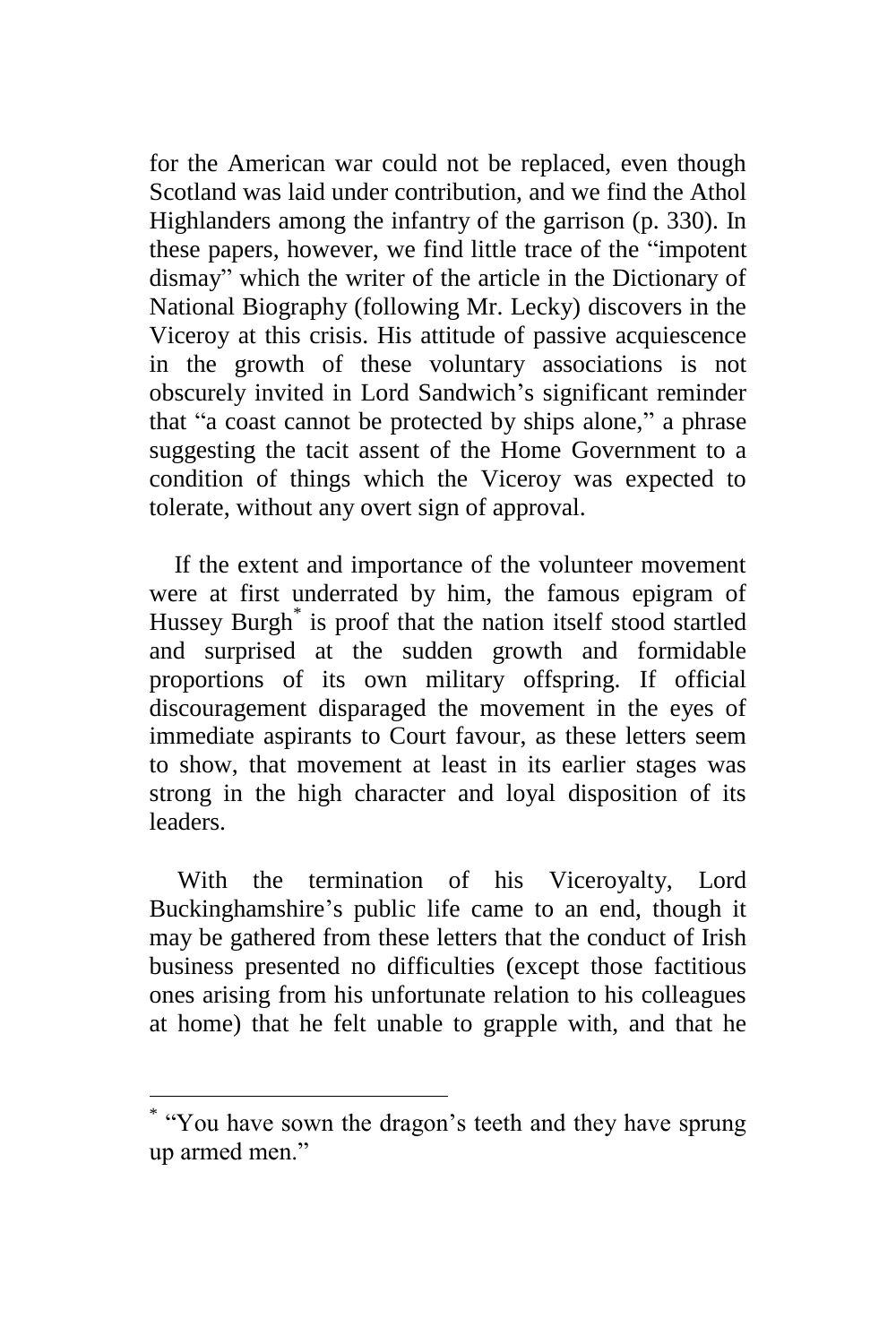for the American war could not be replaced, even though Scotland was laid under contribution, and we find the Athol Highlanders among the infantry of the garrison (p. 330). In these papers, however, we find little trace of the "impotent dismay" which the writer of the article in the Dictionary of National Biography (following Mr. Lecky) discovers in the Viceroy at this crisis. His attitude of passive acquiescence in the growth of these voluntary associations is not obscurely invited in Lord Sandwich's significant reminder that "a coast cannot be protected by ships alone," a phrase suggesting the tacit assent of the Home Government to a condition of things which the Viceroy was expected to tolerate, without any overt sign of approval.

If the extent and importance of the volunteer movement were at first underrated by him, the famous epigram of Hussey Burgh* is proof that the nation itself stood startled and surprised at the sudden growth and formidable proportions of its own military offspring. If official discouragement disparaged the movement in the eyes of immediate aspirants to Court favour, as these letters seem to show, that movement at least in its earlier stages was strong in the high character and loyal disposition of its leaders.

With the termination of his Viceroyalty, Lord Buckinghamshire's public life came to an end, though it may be gathered from these letters that the conduct of Irish business presented no difficulties (except those factitious ones arising from his unfortunate relation to his colleagues at home) that he felt unable to grapple with, and that he

---

* "You have sown the dragon's teeth and they have sprung up armed men."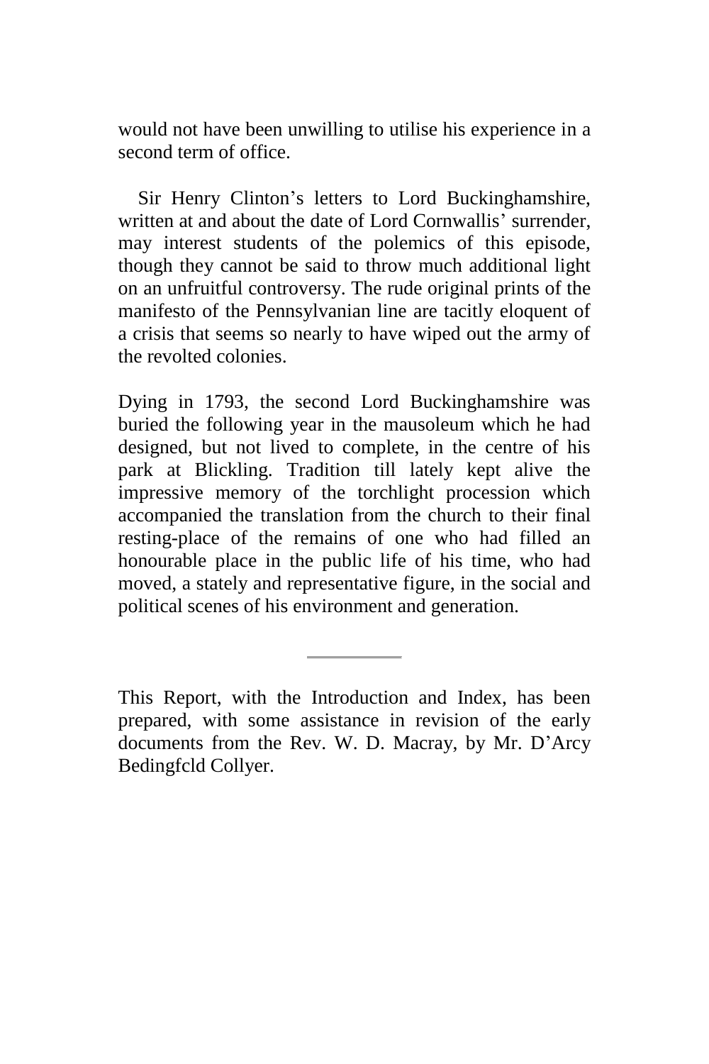would not have been unwilling to utilise his experience in a second term of office.

Sir Henry Clinton's letters to Lord Buckinghamshire, written at and about the date of Lord Cornwallis' surrender, may interest students of the polemics of this episode, though they cannot be said to throw much additional light on an unfruitful controversy. The rude original prints of the manifesto of the Pennsylvanian line are tacitly eloquent of a crisis that seems so nearly to have wiped out the army of the revolted colonies.

Dying in 1793, the second Lord Buckinghamshire was buried the following year in the mausoleum which he had designed, but not lived to complete, in the centre of his park at Blickling. Tradition till lately kept alive the impressive memory of the torchlight procession which accompanied the translation from the church to their final resting-place of the remains of one who had filled an honourable place in the public life of his time, who had moved, a stately and representative figure, in the social and political scenes of his environment and generation.

---

This Report, with the Introduction and Index, has been prepared, with some assistance in revision of the early documents from the Rev. W. D. Macray, by Mr. D'Arcy Bedingfcld Collyer.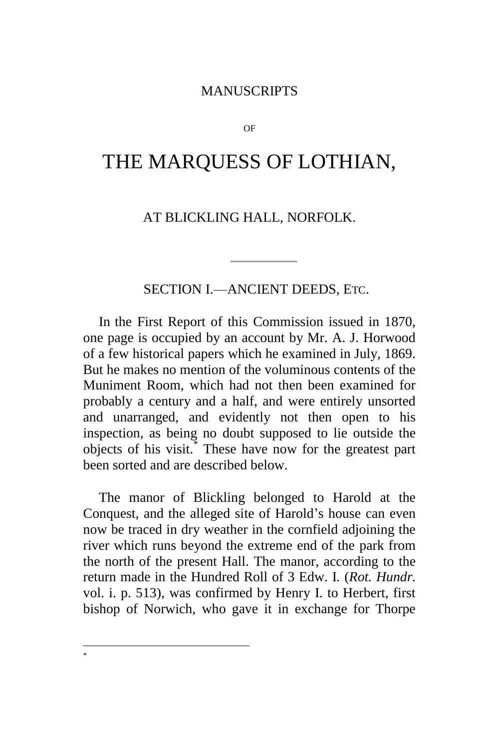MANUSCRIPTS

OF

# THE MARQUESS OF LOTHIAN,

## AT BLICKLING HALL, NORFOLK.

---

### SECTION I.—ANCIENT DEEDS, ETC.

In the First Report of this Commission issued in 1870, one page is occupied by an account by Mr. A. J. Horwood of a few historical papers which he examined in July, 1869. But he makes no mention of the voluminous contents of the Muniment Room, which had not then been examined for probably a century and a half, and were entirely unsorted and unarranged, and evidently not then open to his inspection, as being no doubt supposed to lie outside the objects of his visit.[*] These have now for the greatest part been sorted and are described below.

The manor of Blickling belonged to Harold at the Conquest, and the alleged site of Harold's house can even now be traced in dry weather in the cornfield adjoining the river which runs beyond the extreme end of the park from the north of the present Hall. The manor, according to the return made in the Hundred Roll of 3 Edw. I. (*Rot. Hundr.* vol. i. p. 513), was confirmed by Henry I. to Herbert, first bishop of Norwich, who gave it in exchange for Thorpe

---

*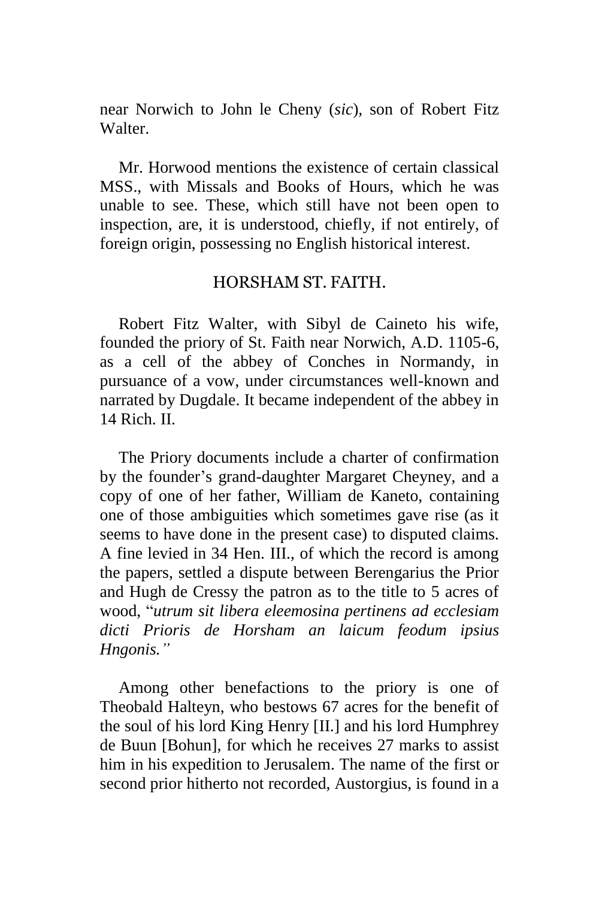near Norwich to John le Cheny (*sic*), son of Robert Fitz Walter.

Mr. Horwood mentions the existence of certain classical MSS., with Missals and Books of Hours, which he was unable to see. These, which still have not been open to inspection, are, it is understood, chiefly, if not entirely, of foreign origin, possessing no English historical interest.

## HORSHAM ST. FAITH.

Robert Fitz Walter, with Sibyl de Caineto his wife, founded the priory of St. Faith near Norwich, A.D. 1105-6, as a cell of the abbey of Conches in Normandy, in pursuance of a vow, under circumstances well-known and narrated by Dugdale. It became independent of the abbey in 14 Rich. II.

The Priory documents include a charter of confirmation by the founder's grand-daughter Margaret Cheyney, and a copy of one of her father, William de Kaneto, containing one of those ambiguities which sometimes gave rise (as it seems to have done in the present case) to disputed claims. A fine levied in 34 Hen. III., of which the record is among the papers, settled a dispute between Berengarius the Prior and Hugh de Cressy the patron as to the title to 5 acres of wood, "*utrum sit libera eleemosina pertinens ad ecclesiam dicti Prioris de Horsham an laicum feodum ipsius Hngonis.*"

Among other benefactions to the priory is one of Theobald Halteyn, who bestows 67 acres for the benefit of the soul of his lord King Henry [II.] and his lord Humphrey de Buun [Bohun], for which he receives 27 marks to assist him in his expedition to Jerusalem. The name of the first or second prior hitherto not recorded, Austorgius, is found in a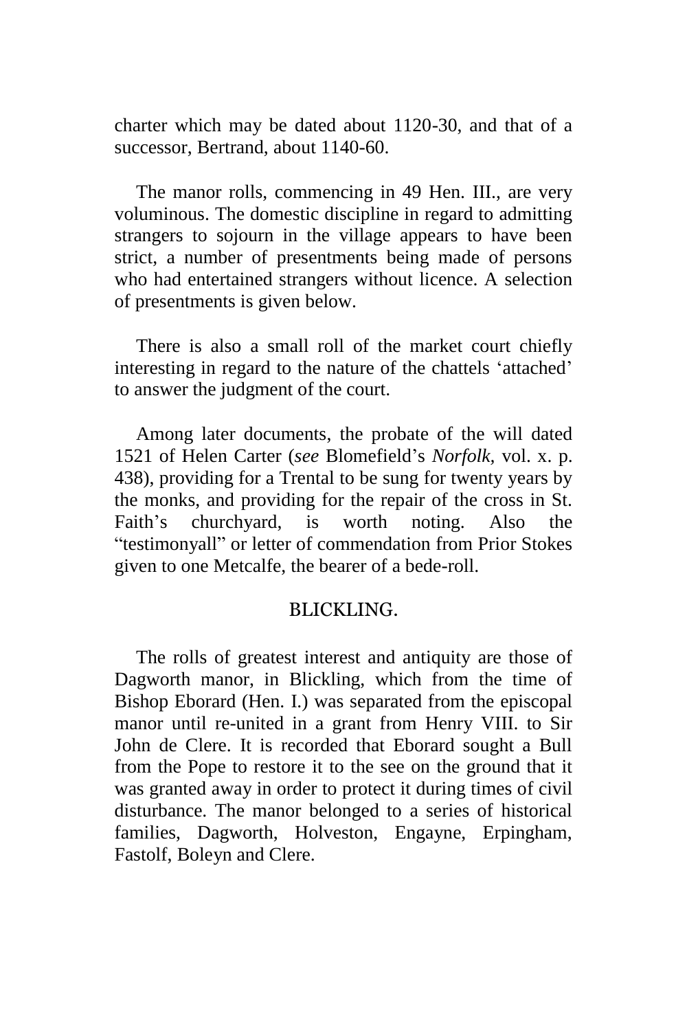charter which may be dated about 1120-30, and that of a successor, Bertrand, about 1140-60.

The manor rolls, commencing in 49 Hen. III., are very voluminous. The domestic discipline in regard to admitting strangers to sojourn in the village appears to have been strict, a number of presentments being made of persons who had entertained strangers without licence. A selection of presentments is given below.

There is also a small roll of the market court chiefly interesting in regard to the nature of the chattels 'attached' to answer the judgment of the court.

Among later documents, the probate of the will dated 1521 of Helen Carter (*see* Blomefield's *Norfolk*, vol. x. p. 438), providing for a Trental to be sung for twenty years by the monks, and providing for the repair of the cross in St. Faith's churchyard, is worth noting. Also the "testimonyall" or letter of commendation from Prior Stokes given to one Metcalfe, the bearer of a bede-roll.

## BLICKLING.

The rolls of greatest interest and antiquity are those of Dagworth manor, in Blickling, which from the time of Bishop Eborard (Hen. I.) was separated from the episcopal manor until re-united in a grant from Henry VIII. to Sir John de Clere. It is recorded that Eborard sought a Bull from the Pope to restore it to the see on the ground that it was granted away in order to protect it during times of civil disturbance. The manor belonged to a series of historical families, Dagworth, Holveston, Engayne, Erpingham, Fastolf, Boleyn and Clere.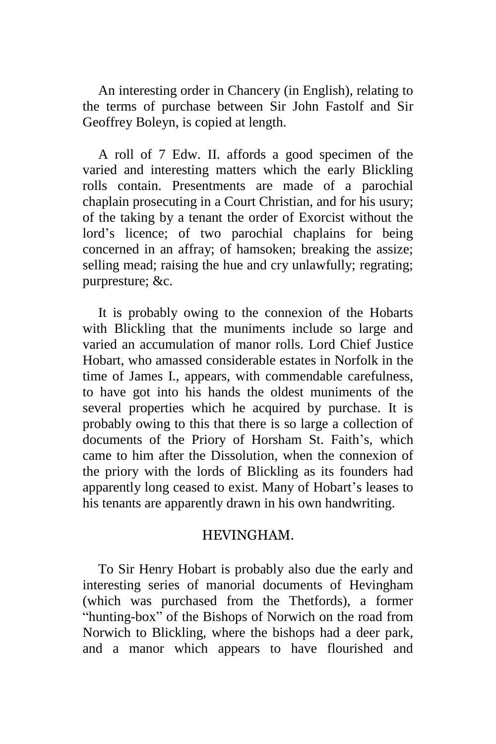An interesting order in Chancery (in English), relating to the terms of purchase between Sir John Fastolf and Sir Geoffrey Boleyn, is copied at length.

A roll of 7 Edw. II. affords a good specimen of the varied and interesting matters which the early Blickling rolls contain. Presentments are made of a parochial chaplain prosecuting in a Court Christian, and for his usury; of the taking by a tenant the order of Exorcist without the lord's licence; of two parochial chaplains for being concerned in an affray; of hamsoken; breaking the assize; selling mead; raising the hue and cry unlawfully; regrating; purpresture; &c.

It is probably owing to the connexion of the Hobarts with Blickling that the muniments include so large and varied an accumulation of manor rolls. Lord Chief Justice Hobart, who amassed considerable estates in Norfolk in the time of James I., appears, with commendable carefulness, to have got into his hands the oldest muniments of the several properties which he acquired by purchase. It is probably owing to this that there is so large a collection of documents of the Priory of Horsham St. Faith's, which came to him after the Dissolution, when the connexion of the priory with the lords of Blickling as its founders had apparently long ceased to exist. Many of Hobart's leases to his tenants are apparently drawn in his own handwriting.

## HEVINGHAM.

To Sir Henry Hobart is probably also due the early and interesting series of manorial documents of Hevingham (which was purchased from the Thetfords), a former "hunting-box" of the Bishops of Norwich on the road from Norwich to Blickling, where the bishops had a deer park, and a manor which appears to have flourished and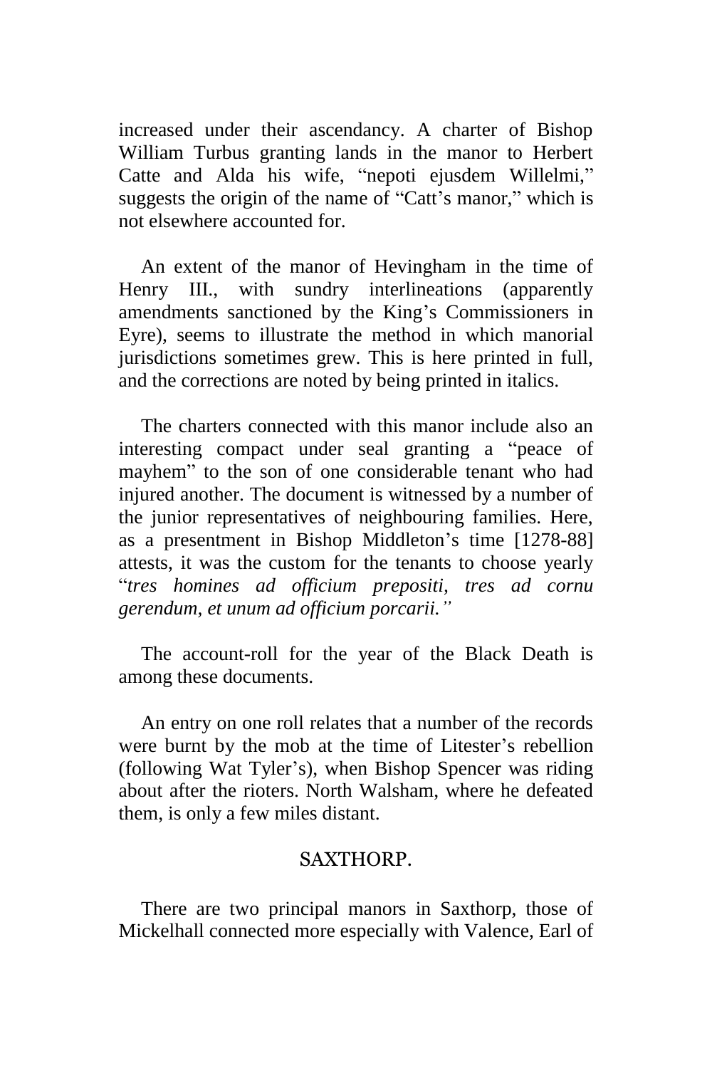increased under their ascendancy. A charter of Bishop William Turbus granting lands in the manor to Herbert Catte and Alda his wife, "nepoti ejusdem Willelmi," suggests the origin of the name of "Catt's manor," which is not elsewhere accounted for.

An extent of the manor of Hevingham in the time of Henry III., with sundry interlineations (apparently amendments sanctioned by the King's Commissioners in Eyre), seems to illustrate the method in which manorial jurisdictions sometimes grew. This is here printed in full, and the corrections are noted by being printed in italics.

The charters connected with this manor include also an interesting compact under seal granting a "peace of mayhem" to the son of one considerable tenant who had injured another. The document is witnessed by a number of the junior representatives of neighbouring families. Here, as a presentment in Bishop Middleton's time [1278-88] attests, it was the custom for the tenants to choose yearly "*tres homines ad officium prepositi, tres ad cornu gerendum, et unum ad officium porcarii.*"

The account-roll for the year of the Black Death is among these documents.

An entry on one roll relates that a number of the records were burnt by the mob at the time of Litester's rebellion (following Wat Tyler's), when Bishop Spencer was riding about after the rioters. North Walsham, where he defeated them, is only a few miles distant.

## SAXTHORP.

There are two principal manors in Saxthorp, those of Mickelhall connected more especially with Valence, Earl of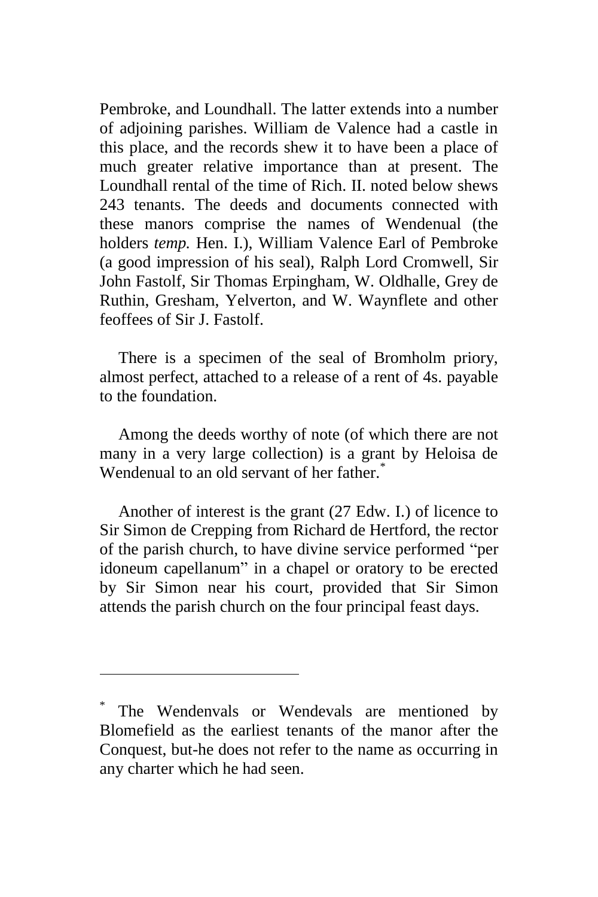Pembroke, and Loundhall. The latter extends into a number of adjoining parishes. William de Valence had a castle in this place, and the records shew it to have been a place of much greater relative importance than at present. The Loundhall rental of the time of Rich. II. noted below shews 243 tenants. The deeds and documents connected with these manors comprise the names of Wendenual (the holders *temp.* Hen. I.), William Valence Earl of Pembroke (a good impression of his seal), Ralph Lord Cromwell, Sir John Fastolf, Sir Thomas Erpingham, W. Oldhalle, Grey de Ruthin, Gresham, Yelverton, and W. Waynflete and other feoffees of Sir J. Fastolf.

There is a specimen of the seal of Bromholm priory, almost perfect, attached to a release of a rent of 4s. payable to the foundation.

Among the deeds worthy of note (of which there are not many in a very large collection) is a grant by Heloisa de Wendenual to an old servant of her father.[*]

Another of interest is the grant (27 Edw. I.) of licence to Sir Simon de Crepping from Richard de Hertford, the rector of the parish church, to have divine service performed "per idoneum capellanum" in a chapel or oratory to be erected by Sir Simon near his court, provided that Sir Simon attends the parish church on the four principal feast days.

---

[*] The Wendenvals or Wendevals are mentioned by Blomefield as the earliest tenants of the manor after the Conquest, but-he does not refer to the name as occurring in any charter which he had seen.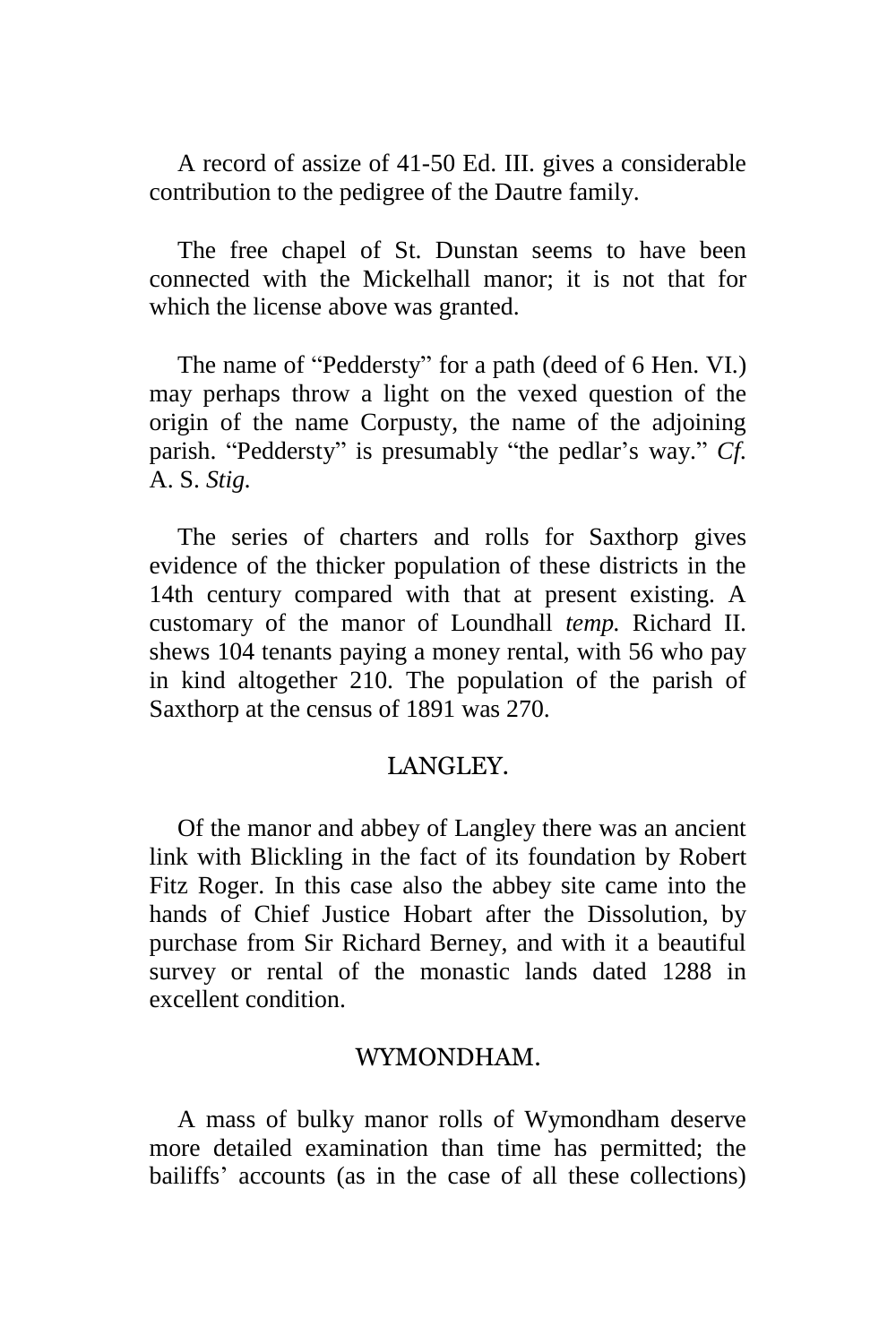A record of assize of 41-50 Ed. III. gives a considerable contribution to the pedigree of the Dautre family.

The free chapel of St. Dunstan seems to have been connected with the Mickelhall manor; it is not that for which the license above was granted.

The name of "Peddersty" for a path (deed of 6 Hen. VI.) may perhaps throw a light on the vexed question of the origin of the name Corpusty, the name of the adjoining parish. "Peddersty" is presumably "the pedlar's way." *Cf.* A. S. *Stig.*

The series of charters and rolls for Saxthorp gives evidence of the thicker population of these districts in the 14th century compared with that at present existing. A customary of the manor of Loundhall *temp.* Richard II. shews 104 tenants paying a money rental, with 56 who pay in kind altogether 210. The population of the parish of Saxthorp at the census of 1891 was 270.

## LANGLEY.

Of the manor and abbey of Langley there was an ancient link with Blickling in the fact of its foundation by Robert Fitz Roger. In this case also the abbey site came into the hands of Chief Justice Hobart after the Dissolution, by purchase from Sir Richard Berney, and with it a beautiful survey or rental of the monastic lands dated 1288 in excellent condition.

## WYMONDHAM.

A mass of bulky manor rolls of Wymondham deserve more detailed examination than time has permitted; the bailiffs' accounts (as in the case of all these collections)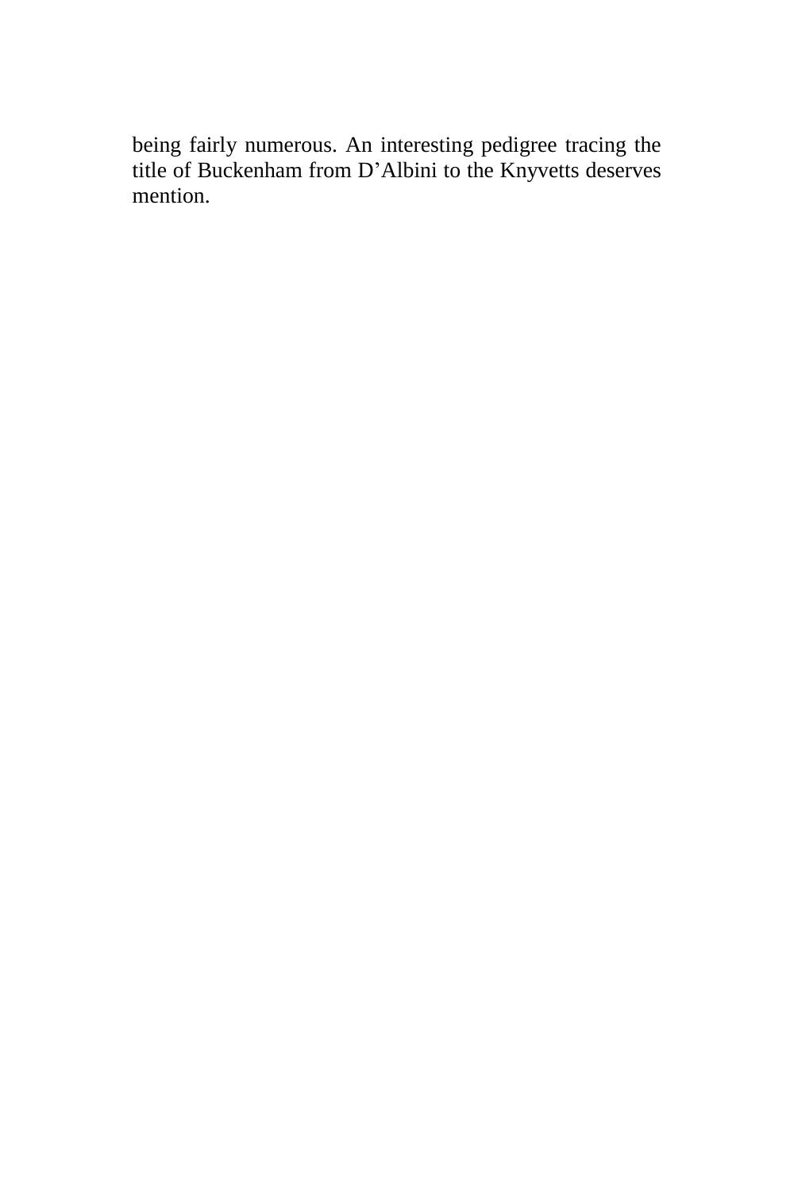being fairly numerous. An interesting pedigree tracing the title of Buckenham from D'Albini to the Knyvetts deserves mention.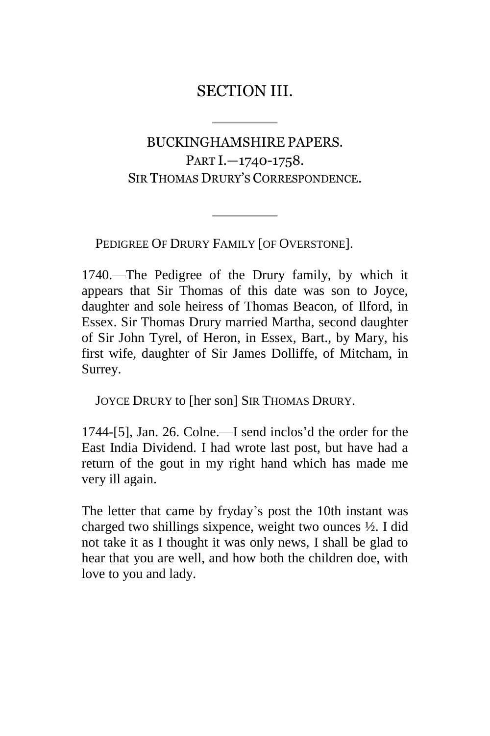# SECTION III.

---

## BUCKINGHAMSHIRE PAPERS.

### PART I.—1740-1758.

### SIR THOMAS DRURY'S CORRESPONDENCE.

---

PEDIGREE OF DRURY FAMILY [OF OVERSTONE].

1740.—The Pedigree of the Drury family, by which it appears that Sir Thomas of this date was son to Joyce, daughter and sole heiress of Thomas Beacon, of Ilford, in Essex. Sir Thomas Drury married Martha, second daughter of Sir John Tyrel, of Heron, in Essex, Bart., by Mary, his first wife, daughter of Sir James Dolliffe, of Mitcham, in Surrey.

JOYCE DRURY to [her son] SIR THOMAS DRURY.

1744-[5], Jan. 26. Colne.—I send inclos'd the order for the East India Dividend. I had wrote last post, but have had a return of the gout in my right hand which has made me very ill again.

The letter that came by fryday's post the 10th instant was charged two shillings sixpence, weight two ounces ½. I did not take it as I thought it was only news, I shall be glad to hear that you are well, and how both the children doe, with love to you and lady.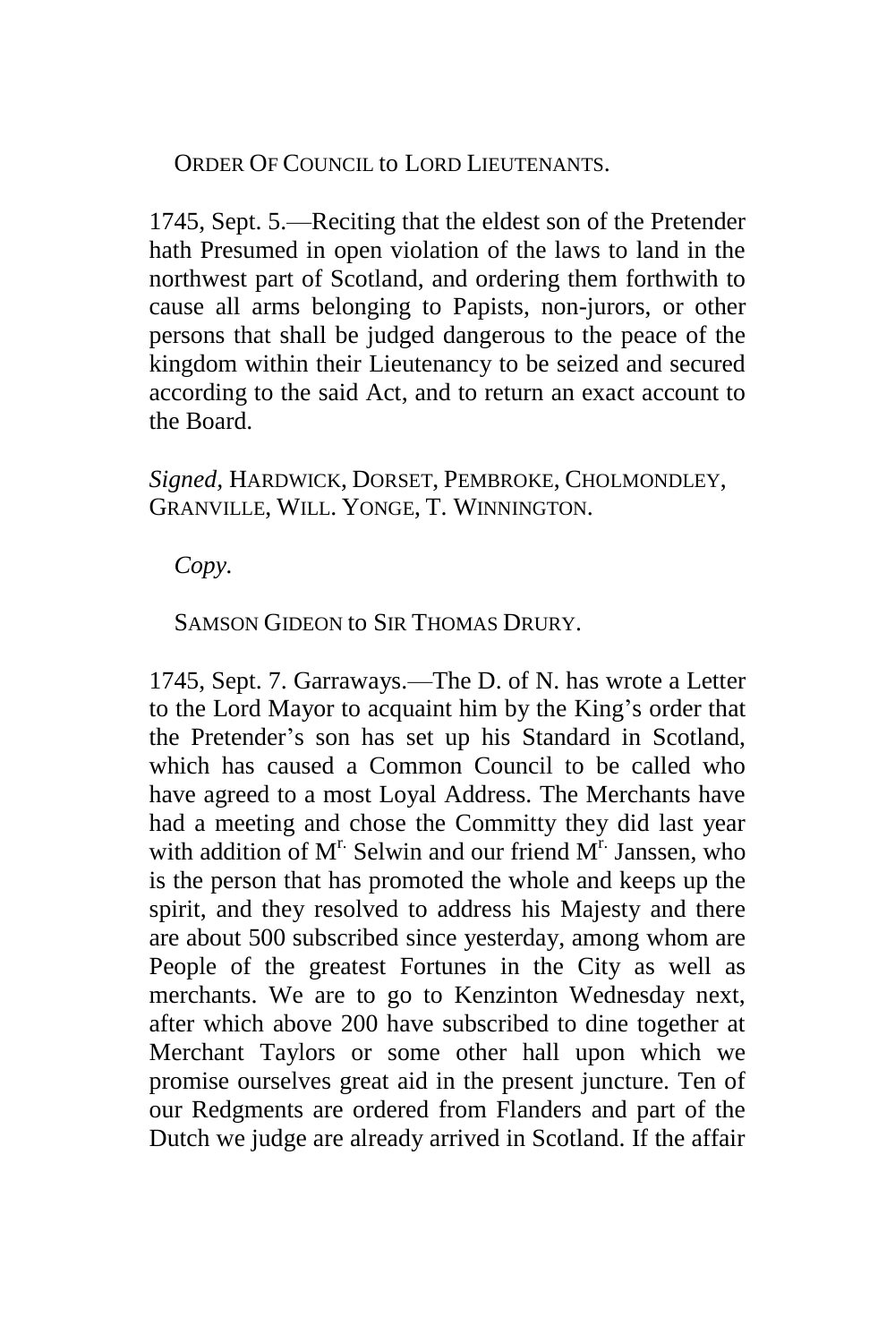ORDER OF COUNCIL to LORD LIEUTENANTS.

1745, Sept. 5.—Reciting that the eldest son of the Pretender hath Presumed in open violation of the laws to land in the northwest part of Scotland, and ordering them forthwith to cause all arms belonging to Papists, non-jurors, or other persons that shall be judged dangerous to the peace of the kingdom within their Lieutenancy to be seized and secured according to the said Act, and to return an exact account to the Board.

*Signed,* HARDWICK, DORSET, PEMBROKE, CHOLMONDLEY, GRANVILLE, WILL. YONGE, T. WINNINGTON.

*Copy.*

SAMSON GIDEON to SIR THOMAS DRURY.

1745, Sept. 7. Garraways.—The D. of N. has wrote a Letter to the Lord Mayor to acquaint him by the King's order that the Pretender's son has set up his Standard in Scotland, which has caused a Common Council to be called who have agreed to a most Loyal Address. The Merchants have had a meeting and chose the Committy they did last year with addition of Mr. Selwin and our friend Mr. Janssen, who is the person that has promoted the whole and keeps up the spirit, and they resolved to address his Majesty and there are about 500 subscribed since yesterday, among whom are People of the greatest Fortunes in the City as well as merchants. We are to go to Kenzinton Wednesday next, after which above 200 have subscribed to dine together at Merchant Taylors or some other hall upon which we promise ourselves great aid in the present juncture. Ten of our Redgments are ordered from Flanders and part of the Dutch we judge are already arrived in Scotland. If the affair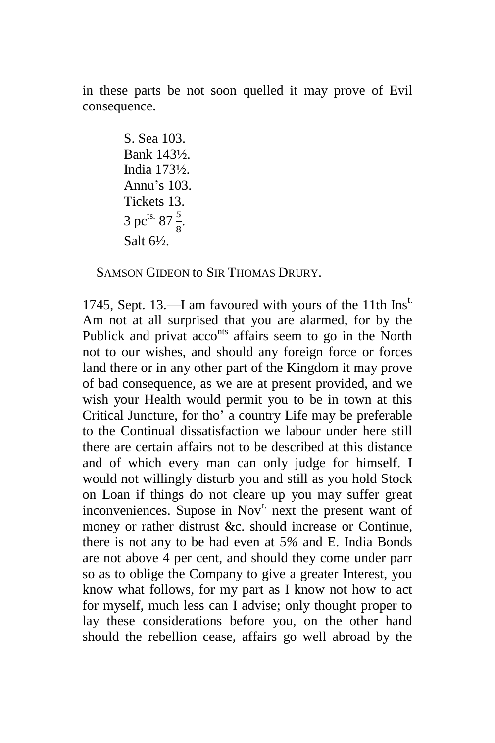in these parts be not soon quelled it may prove of Evil consequence.

S. Sea 103.
Bank 143½.
India 173½.
Annu's 103.
Tickets 13.
3 pc$^{ts.}$ 87 $\frac{5}{8}$.
Salt 6½.

SAMSON GIDEON to SIR THOMAS DRURY.

1745, Sept. 13.—I am favoured with yours of the 11th Ins$^{t.}$ Am not at all surprised that you are alarmed, for by the Publick and privat acco$^{nts}$ affairs seem to go in the North not to our wishes, and should any foreign force or forces land there or in any other part of the Kingdom it may prove of bad consequence, as we are at present provided, and we wish your Health would permit you to be in town at this Critical Juncture, for tho' a country Life may be preferable to the Continual dissatisfaction we labour under here still there are certain affairs not to be described at this distance and of which every man can only judge for himself. I would not willingly disturb you and still as you hold Stock on Loan if things do not cleare up you may suffer great inconveniences. Supose in Nov$^{r.}$ next the present want of money or rather distrust &c. should increase or Continue, there is not any to be had even at 5% and E. India Bonds are not above 4 per cent, and should they come under parr so as to oblige the Company to give a greater Interest, you know what follows, for my part as I know not how to act for myself, much less can I advise; only thought proper to lay these considerations before you, on the other hand should the rebellion cease, affairs go well abroad by the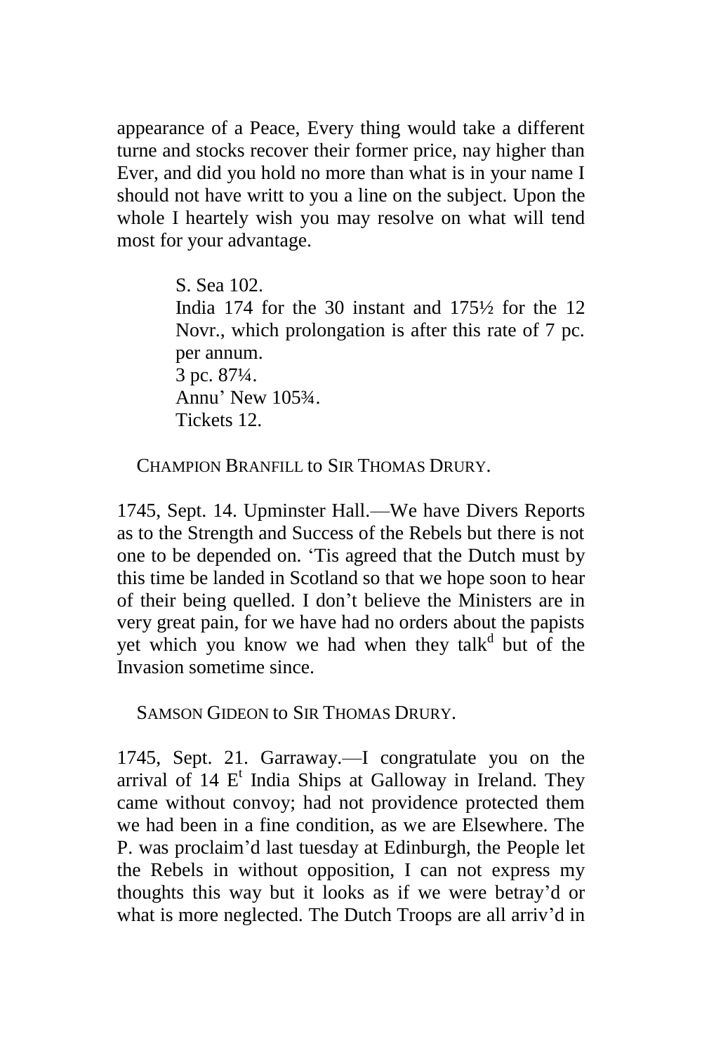appearance of a Peace, Every thing would take a different turne and stocks recover their former price, nay higher than Ever, and did you hold no more than what is in your name I should not have writt to you a line on the subject. Upon the whole I hearteley wish you may resolve on what will tend most for your advantage.

> S. Sea 102.
> India 174 for the 30 instant and 175½ for the 12 Novr., which prolongation is after this rate of 7 pc. per annum.
> 3 pc. 87¼.
> Annu' New 105¾.
> Tickets 12.

CHAMPION BRANFILL to SIR THOMAS DRURY.

1745, Sept. 14. Upminster Hall.—We have Divers Reports as to the Strength and Success of the Rebels but there is not one to be depended on. 'Tis agreed that the Dutch must by this time be landed in Scotland so that we hope soon to hear of their being quelled. I don't believe the Ministers are in very great pain, for we have had no orders about the papists yet which you know we had when they talk[d] but of the Invasion sometime since.

SAMSON GIDEON to SIR THOMAS DRURY.

1745, Sept. 21. Garraway.—I congratulate you on the arrival of 14 E[t] India Ships at Galloway in Ireland. They came without convoy; had not providence protected them we had been in a fine condition, as we are Elsewhere. The P. was proclaim'd last tuesday at Edinburgh, the People let the Rebels in without opposition, I can not express my thoughts this way but it looks as if we were betray'd or what is more neglected. The Dutch Troops are all arriv'd in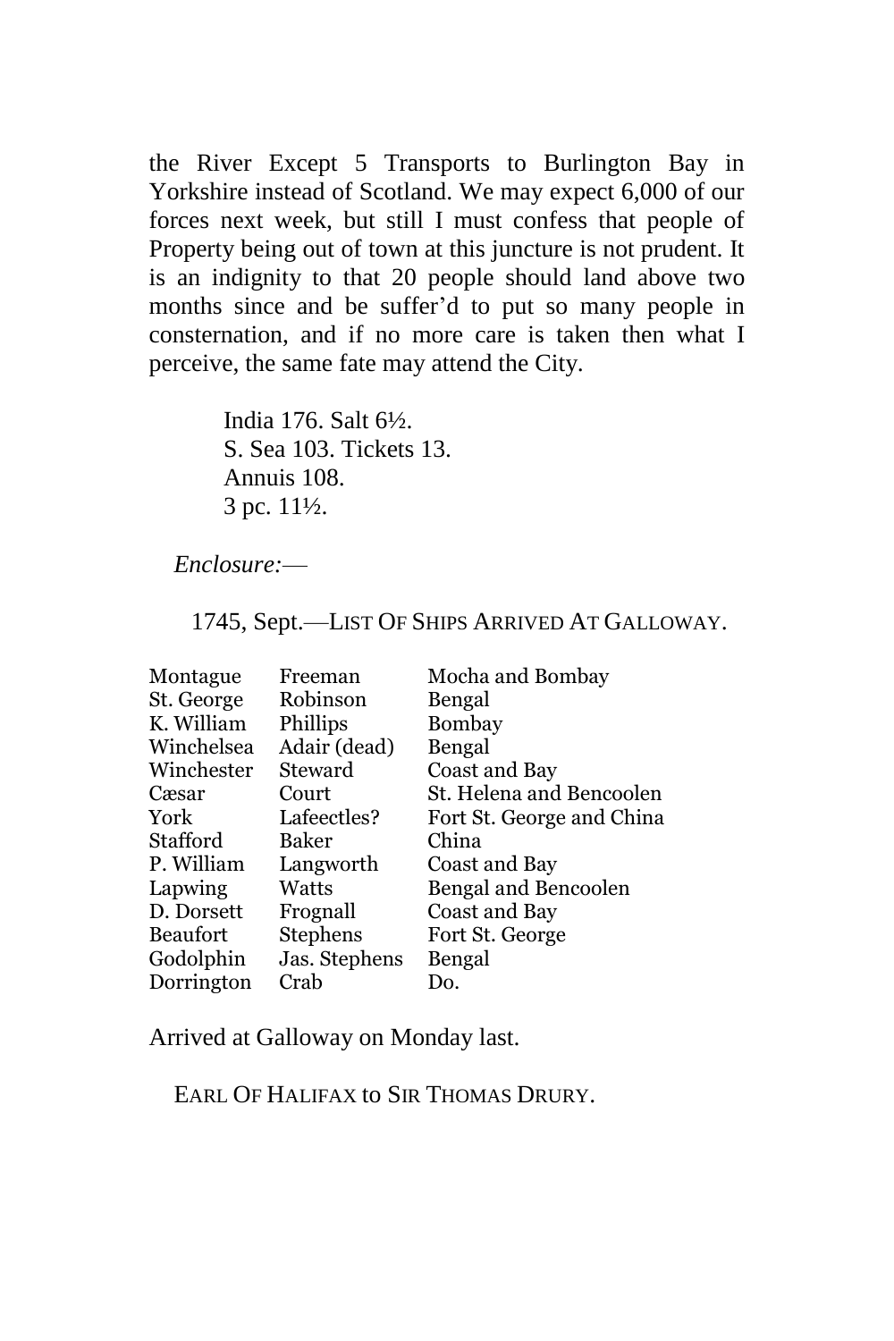the River Except 5 Transports to Burlington Bay in Yorkshire instead of Scotland. We may expect 6,000 of our forces next week, but still I must confess that people of Property being out of town at this juncture is not prudent. It is an indignity to that 20 people should land above two months since and be suffer'd to put so many people in consternation, and if no more care is taken then what I perceive, the same fate may attend the City.

India 176. Salt 6½.
S. Sea 103. Tickets 13.
Annuis 108.
3 pc. 11½.

*Enclosure:*—

1745, Sept.—LIST OF SHIPS ARRIVED AT GALLOWAY.

| | | |
|---|---|---|
| Montague | Freeman | Mocha and Bombay |
| St. George | Robinson | Bengal |
| K. William | Phillips | Bombay |
| Winchelsea | Adair (dead) | Bengal |
| Winchester | Steward | Coast and Bay |
| Cæsar | Court | St. Helena and Bencoolen |
| York | Lafeectles? | Fort St. George and China |
| Stafford | Baker | China |
| P. William | Langworth | Coast and Bay |
| Lapwing | Watts | Bengal and Bencoolen |
| D. Dorsett | Frognall | Coast and Bay |
| Beaufort | Stephens | Fort St. George |
| Godolphin | Jas. Stephens | Bengal |
| Dorrington | Crab | Do. |

Arrived at Galloway on Monday last.

EARL OF HALIFAX to SIR THOMAS DRURY.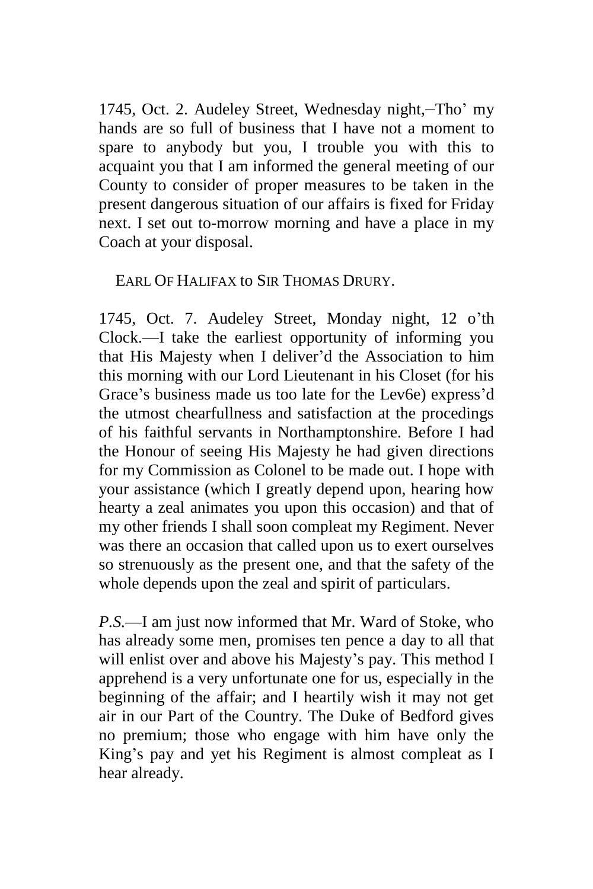1745, Oct. 2. Audeley Street, Wednesday night,–Tho' my hands are so full of business that I have not a moment to spare to anybody but you, I trouble you with this to acquaint you that I am informed the general meeting of our County to consider of proper measures to be taken in the present dangerous situation of our affairs is fixed for Friday next. I set out to-morrow morning and have a place in my Coach at your disposal.

EARL OF HALIFAX to SIR THOMAS DRURY.

1745, Oct. 7. Audeley Street, Monday night, 12 o'th Clock.—I take the earliest opportunity of informing you that His Majesty when I deliver'd the Association to him this morning with our Lord Lieutenant in his Closet (for his Grace's business made us too late for the Lev6e) express'd the utmost chearfullness and satisfaction at the procedings of his faithful servants in Northamptonshire. Before I had the Honour of seeing His Majesty he had given directions for my Commission as Colonel to be made out. I hope with your assistance (which I greatly depend upon, hearing how hearty a zeal animates you upon this occasion) and that of my other friends I shall soon compleat my Regiment. Never was there an occasion that called upon us to exert ourselves so strenuously as the present one, and that the safety of the whole depends upon the zeal and spirit of particulars.

*P.S.*—I am just now informed that Mr. Ward of Stoke, who has already some men, promises ten pence a day to all that will enlist over and above his Majesty's pay. This method I apprehend is a very unfortunate one for us, especially in the beginning of the affair; and I heartily wish it may not get air in our Part of the Country. The Duke of Bedford gives no premium; those who engage with him have only the King's pay and yet his Regiment is almost compleat as I hear already.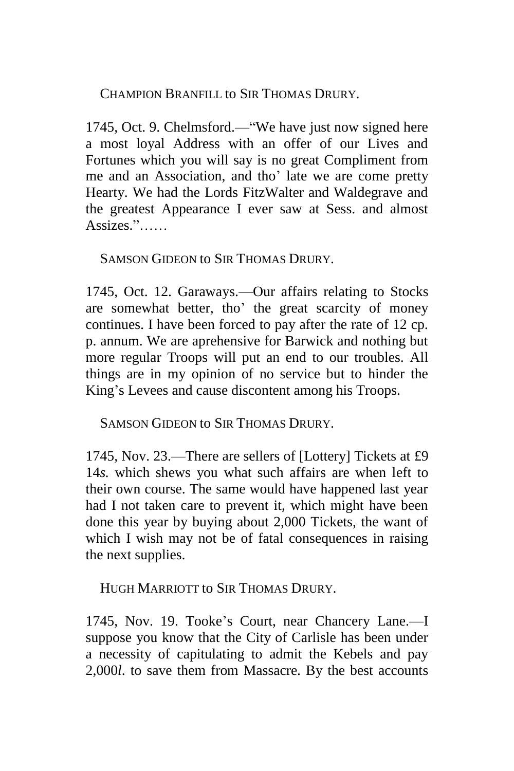CHAMPION BRANFILL to SIR THOMAS DRURY.

1745, Oct. 9. Chelmsford.—"We have just now signed here a most loyal Address with an offer of our Lives and Fortunes which you will say is no great Compliment from me and an Association, and tho' late we are come pretty Hearty. We had the Lords FitzWalter and Waldegrave and the greatest Appearance I ever saw at Sess. and almost Assizes."……

SAMSON GIDEON to SIR THOMAS DRURY.

1745, Oct. 12. Garaways.—Our affairs relating to Stocks are somewhat better, tho' the great scarcity of money continues. I have been forced to pay after the rate of 12 cp. p. annum. We are aprehensive for Barwick and nothing but more regular Troops will put an end to our troubles. All things are in my opinion of no service but to hinder the King's Levees and cause discontent among his Troops.

SAMSON GIDEON to SIR THOMAS DRURY.

1745, Nov. 23.—There are sellers of [Lottery] Tickets at £9 14*s.* which shews you what such affairs are when left to their own course. The same would have happened last year had I not taken care to prevent it, which might have been done this year by buying about 2,000 Tickets, the want of which I wish may not be of fatal consequences in raising the next supplies.

HUGH MARRIOTT to SIR THOMAS DRURY.

1745, Nov. 19. Tooke's Court, near Chancery Lane.—I suppose you know that the City of Carlisle has been under a necessity of capitulating to admit the Kebels and pay 2,000*l.* to save them from Massacre. By the best accounts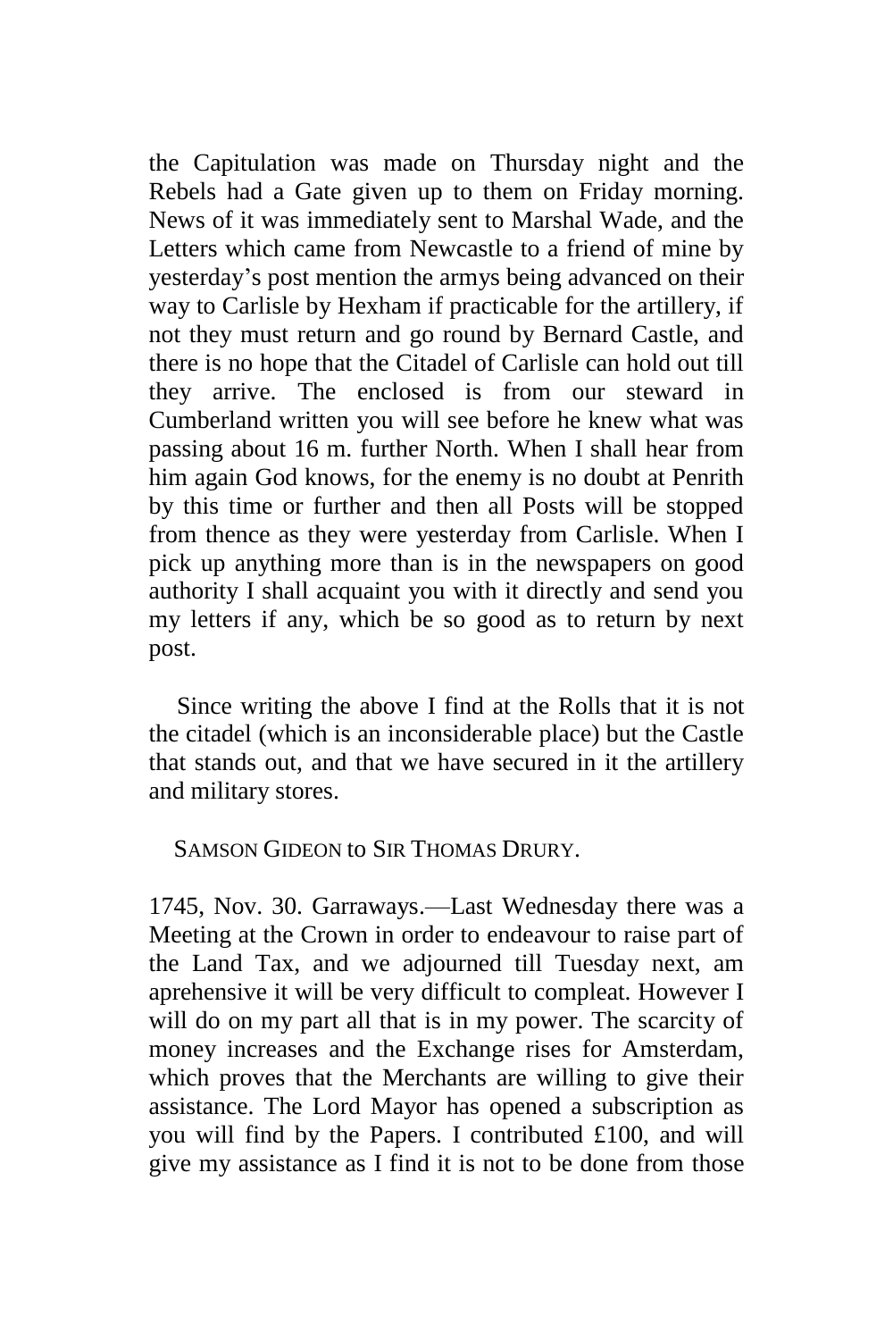the Capitulation was made on Thursday night and the Rebels had a Gate given up to them on Friday morning. News of it was immediately sent to Marshal Wade, and the Letters which came from Newcastle to a friend of mine by yesterday's post mention the armys being advanced on their way to Carlisle by Hexham if practicable for the artillery, if not they must return and go round by Bernard Castle, and there is no hope that the Citadel of Carlisle can hold out till they arrive. The enclosed is from our steward in Cumberland written you will see before he knew what was passing about 16 m. further North. When I shall hear from him again God knows, for the enemy is no doubt at Penrith by this time or further and then all Posts will be stopped from thence as they were yesterday from Carlisle. When I pick up anything more than is in the newspapers on good authority I shall acquaint you with it directly and send you my letters if any, which be so good as to return by next post.

Since writing the above I find at the Rolls that it is not the citadel (which is an inconsiderable place) but the Castle that stands out, and that we have secured in it the artillery and military stores.

SAMSON GIDEON to SIR THOMAS DRURY.

1745, Nov. 30. Garraways.—Last Wednesday there was a Meeting at the Crown in order to endeavour to raise part of the Land Tax, and we adjourned till Tuesday next, am aprehensive it will be very difficult to compleat. However I will do on my part all that is in my power. The scarcity of money increases and the Exchange rises for Amsterdam, which proves that the Merchants are willing to give their assistance. The Lord Mayor has opened a subscription as you will find by the Papers. I contributed £100, and will give my assistance as I find it is not to be done from those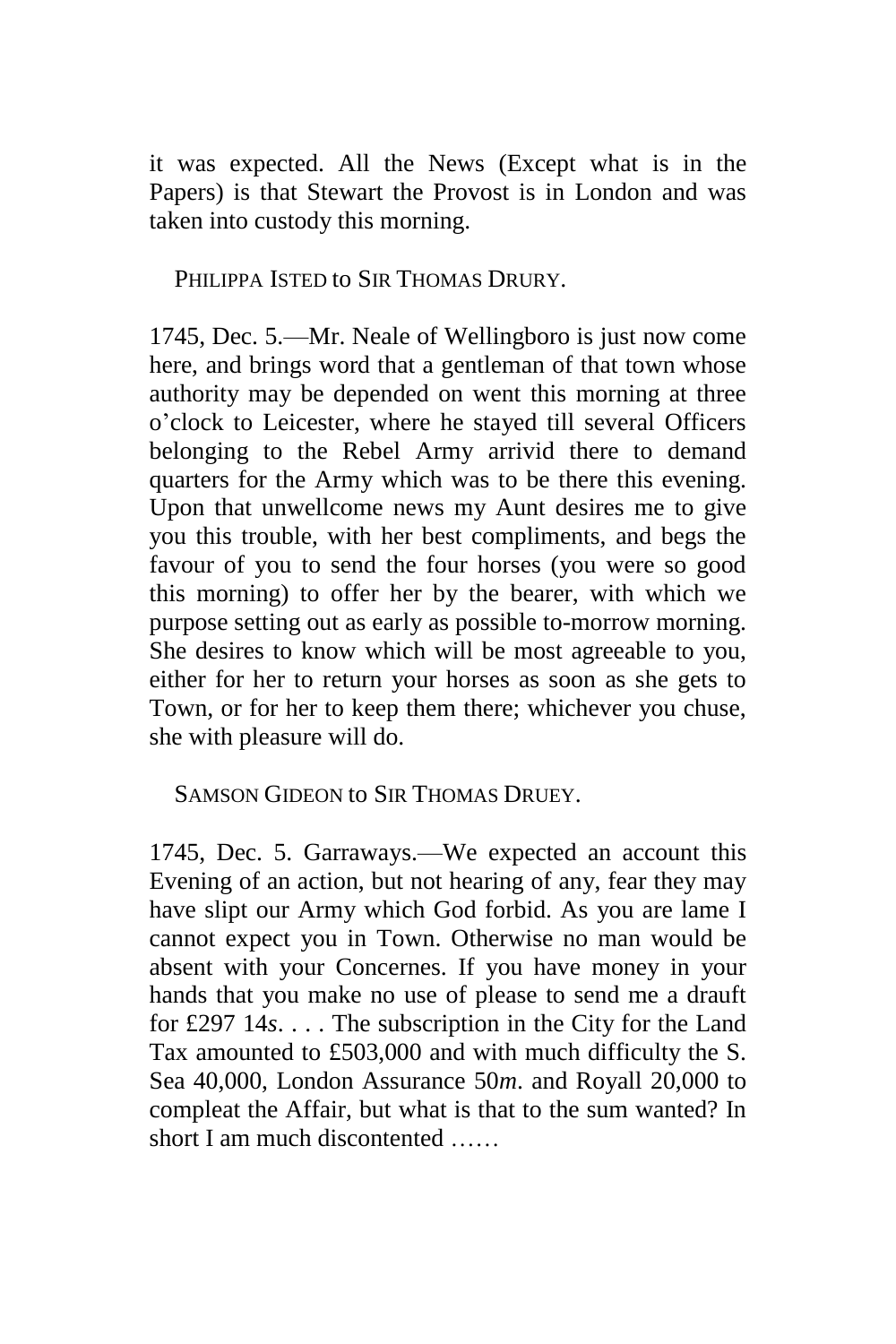it was expected. All the News (Except what is in the Papers) is that Stewart the Provost is in London and was taken into custody this morning.

PHILIPPA ISTED to SIR THOMAS DRURY.

1745, Dec. 5.—Mr. Neale of Wellingboro is just now come here, and brings word that a gentleman of that town whose authority may be depended on went this morning at three o'clock to Leicester, where he stayed till several Officers belonging to the Rebel Army arrivid there to demand quarters for the Army which was to be there this evening. Upon that unwellcome news my Aunt desires me to give you this trouble, with her best compliments, and begs the favour of you to send the four horses (you were so good this morning) to offer her by the bearer, with which we purpose setting out as early as possible to-morrow morning. She desires to know which will be most agreeable to you, either for her to return your horses as soon as she gets to Town, or for her to keep them there; whichever you chuse, she with pleasure will do.

SAMSON GIDEON to SIR THOMAS DRUEY.

1745, Dec. 5. Garraways.—We expected an account this Evening of an action, but not hearing of any, fear they may have slipt our Army which God forbid. As you are lame I cannot expect you in Town. Otherwise no man would be absent with your Concernes. If you have money in your hands that you make no use of please to send me a drauft for £297 14*s*. . . . The subscription in the City for the Land Tax amounted to £503,000 and with much difficulty the S. Sea 40,000, London Assurance 50*m*. and Royall 20,000 to compleat the Affair, but what is that to the sum wanted? In short I am much discontented ……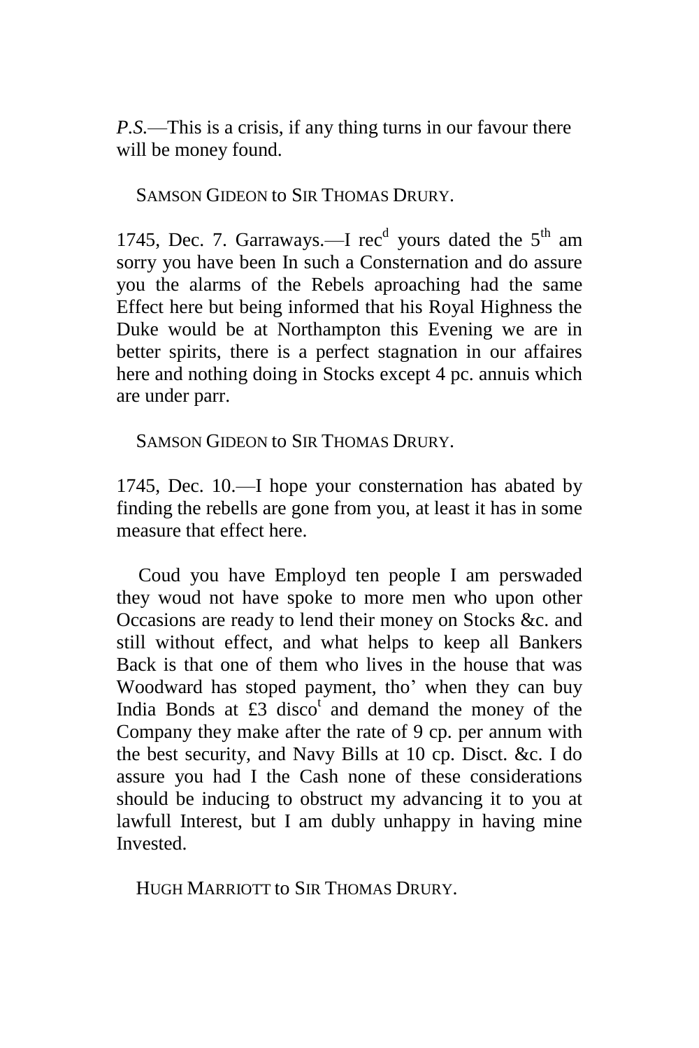*P.S.*—This is a crisis, if any thing turns in our favour there will be money found.

SAMSON GIDEON to SIR THOMAS DRURY.

1745, Dec. 7. Garraways.—I rec[d] yours dated the 5[th] am sorry you have been In such a Consternation and do assure you the alarms of the Rebels aproaching had the same Effect here but being informed that his Royal Highness the Duke would be at Northampton this Evening we are in better spirits, there is a perfect stagnation in our affaires here and nothing doing in Stocks except 4 pc. annuis which are under parr.

SAMSON GIDEON to SIR THOMAS DRURY.

1745, Dec. 10.—I hope your consternation has abated by finding the rebells are gone from you, at least it has in some measure that effect here.

Coud you have Employd ten people I am perswaded they woud not have spoke to more men who upon other Occasions are ready to lend their money on Stocks &c. and still without effect, and what helps to keep all Bankers Back is that one of them who lives in the house that was Woodward has stoped payment, tho' when they can buy India Bonds at £3 disco[t] and demand the money of the Company they make after the rate of 9 cp. per annum with the best security, and Navy Bills at 10 cp. Disct. &c. I do assure you had I the Cash none of these considerations should be inducing to obstruct my advancing it to you at lawfull Interest, but I am dubly unhappy in having mine Invested.

HUGH MARRIOTT to SIR THOMAS DRURY.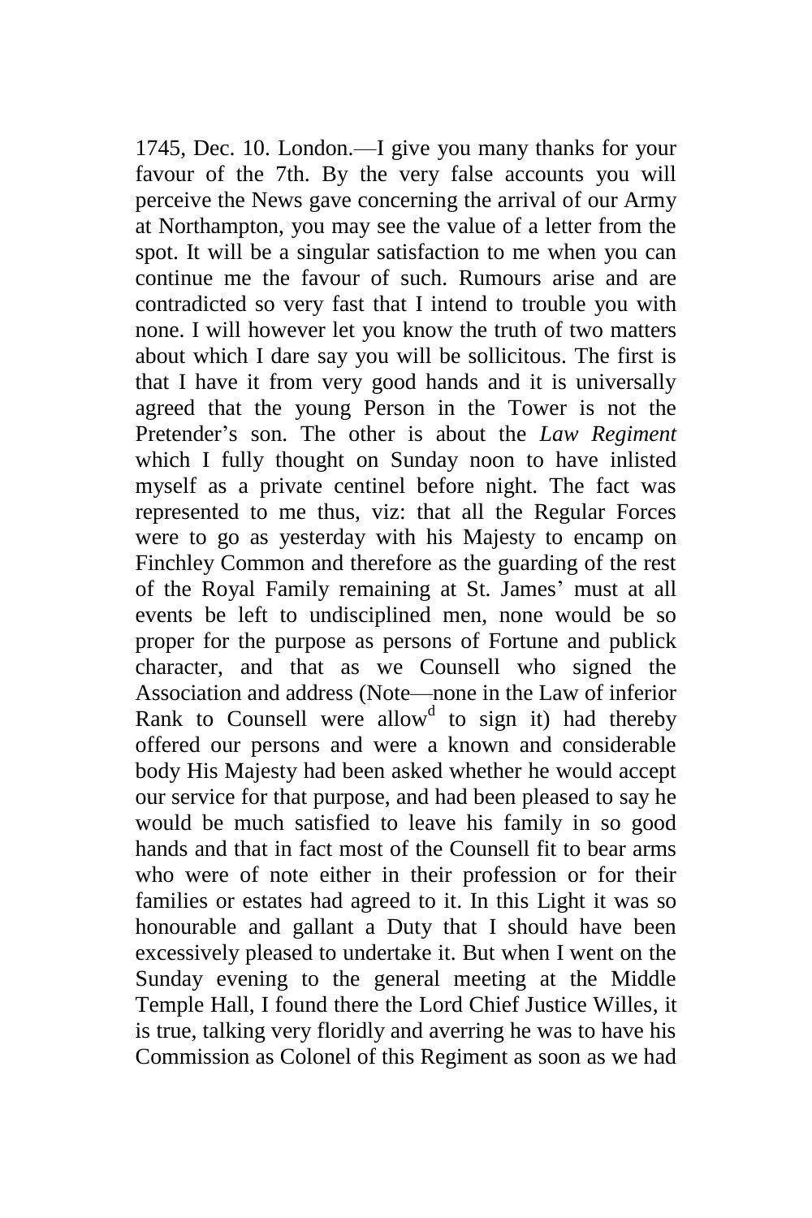1745, Dec. 10. London.—I give you many thanks for your favour of the 7th. By the very false accounts you will perceive the News gave concerning the arrival of our Army at Northampton, you may see the value of a letter from the spot. It will be a singular satisfaction to me when you can continue me the favour of such. Rumours arise and are contradicted so very fast that I intend to trouble you with none. I will however let you know the truth of two matters about which I dare say you will be sollicitous. The first is that I have it from very good hands and it is universally agreed that the young Person in the Tower is not the Pretender's son. The other is about the *Law Regiment* which I fully thought on Sunday noon to have inlisted myself as a private centinel before night. The fact was represented to me thus, viz: that all the Regular Forces were to go as yesterday with his Majesty to encamp on Finchley Common and therefore as the guarding of the rest of the Royal Family remaining at St. James' must at all events be left to undisciplined men, none would be so proper for the purpose as persons of Fortune and publick character, and that as we Counsell who signed the Association and address (Note—none in the Law of inferior Rank to Counsell were allow[d] to sign it) had thereby offered our persons and were a known and considerable body His Majesty had been asked whether he would accept our service for that purpose, and had been pleased to say he would be much satisfied to leave his family in so good hands and that in fact most of the Counsell fit to bear arms who were of note either in their profession or for their families or estates had agreed to it. In this Light it was so honourable and gallant a Duty that I should have been excessively pleased to undertake it. But when I went on the Sunday evening to the general meeting at the Middle Temple Hall, I found there the Lord Chief Justice Willes, it is true, talking very floridly and averring he was to have his Commission as Colonel of this Regiment as soon as we had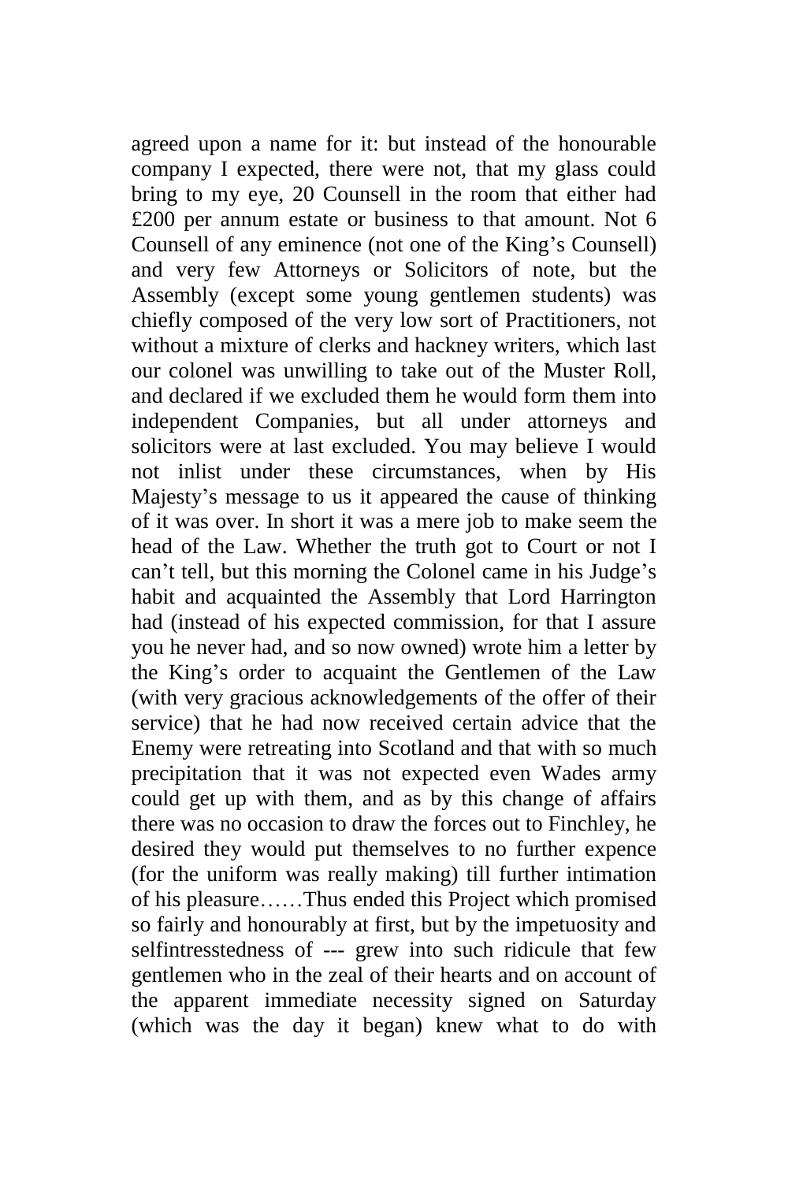agreed upon a name for it: but instead of the honourable company I expected, there were not, that my glass could bring to my eye, 20 Counsell in the room that either had £200 per annum estate or business to that amount. Not 6 Counsell of any eminence (not one of the King's Counsell) and very few Attorneys or Solicitors of note, but the Assembly (except some young gentlemen students) was chiefly composed of the very low sort of Practitioners, not without a mixture of clerks and hackney writers, which last our colonel was unwilling to take out of the Muster Roll, and declared if we excluded them he would form them into independent Companies, but all under attorneys and solicitors were at last excluded. You may believe I would not inlist under these circumstances, when by His Majesty's message to us it appeared the cause of thinking of it was over. In short it was a mere job to make seem the head of the Law. Whether the truth got to Court or not I can't tell, but this morning the Colonel came in his Judge's habit and acquainted the Assembly that Lord Harrington had (instead of his expected commission, for that I assure you he never had, and so now owned) wrote him a letter by the King's order to acquaint the Gentlemen of the Law (with very gracious acknowledgements of the offer of their service) that he had now received certain advice that the Enemy were retreating into Scotland and that with so much precipitation that it was not expected even Wades army could get up with them, and as by this change of affairs there was no occasion to draw the forces out to Finchley, he desired they would put themselves to no further expence (for the uniform was really making) till further intimation of his pleasure……Thus ended this Project which promised so fairly and honourably at first, but by the impetuosity and selfintresstedness of --- grew into such ridicule that few gentlemen who in the zeal of their hearts and on account of the apparent immediate necessity signed on Saturday (which was the day it began) knew what to do with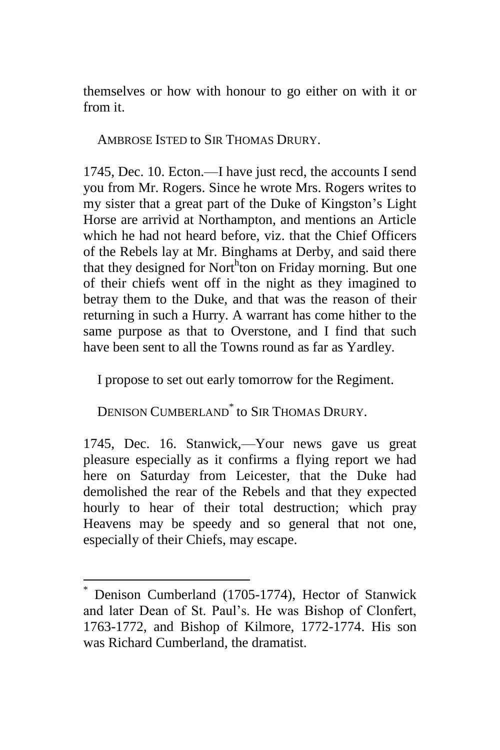themselves or how with honour to go either on with it or from it.

AMBROSE ISTED to SIR THOMAS DRURY.

1745, Dec. 10. Ecton.—I have just recd, the accounts I send you from Mr. Rogers. Since he wrote Mrs. Rogers writes to my sister that a great part of the Duke of Kingston's Light Horse are arrivid at Northampton, and mentions an Article which he had not heard before, viz. that the Chief Officers of the Rebels lay at Mr. Binghams at Derby, and said there that they designed for Nort[h]ton on Friday morning. But one of their chiefs went off in the night as they imagined to betray them to the Duke, and that was the reason of their returning in such a Hurry. A warrant has come hither to the same purpose as that to Overstone, and I find that such have been sent to all the Towns round as far as Yardley.

I propose to set out early tomorrow for the Regiment.

DENISON CUMBERLAND[*] to SIR THOMAS DRURY.

1745, Dec. 16. Stanwick,—Your news gave us great pleasure especially as it confirms a flying report we had here on Saturday from Leicester, that the Duke had demolished the rear of the Rebels and that they expected hourly to hear of their total destruction; which pray Heavens may be speedy and so general that not one, especially of their Chiefs, may escape.

---

[*] Denison Cumberland (1705-1774), Hector of Stanwick and later Dean of St. Paul's. He was Bishop of Clonfert, 1763-1772, and Bishop of Kilmore, 1772-1774. His son was Richard Cumberland, the dramatist.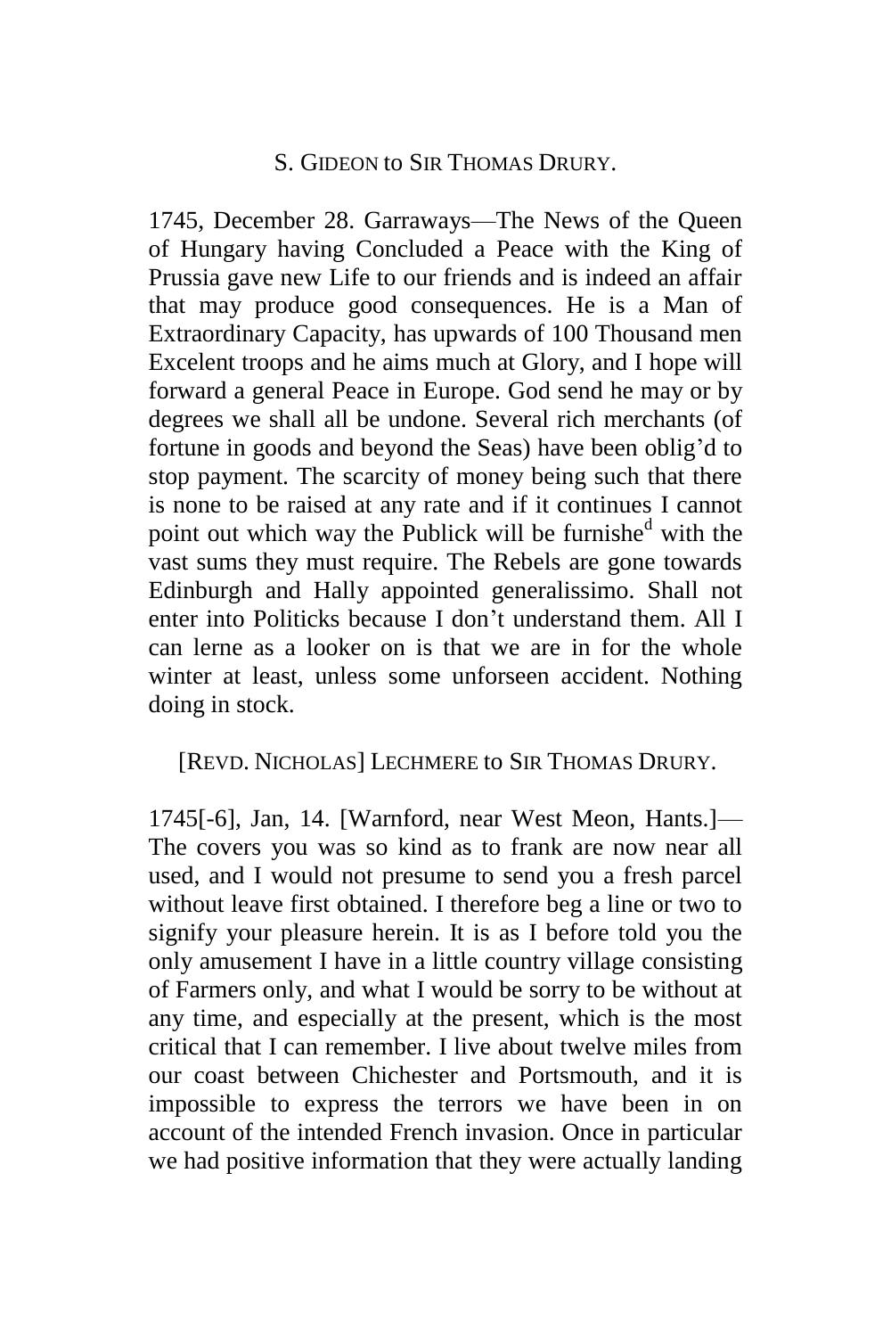S. GIDEON to SIR THOMAS DRURY.

1745, December 28. Garraways—The News of the Queen of Hungary having Concluded a Peace with the King of Prussia gave new Life to our friends and is indeed an affair that may produce good consequences. He is a Man of Extraordinary Capacity, has upwards of 100 Thousand men Excelent troops and he aims much at Glory, and I hope will forward a general Peace in Europe. God send he may or by degrees we shall all be undone. Several rich merchants (of fortune in goods and beyond the Seas) have been oblig'd to stop payment. The scarcity of money being such that there is none to be raised at any rate and if it continues I cannot point out which way the Publick will be furnishe[d] with the vast sums they must require. The Rebels are gone towards Edinburgh and Hally appointed generalissimo. Shall not enter into Politicks because I don't understand them. All I can lerne as a looker on is that we are in for the whole winter at least, unless some unforseen accident. Nothing doing in stock.

[REVD. NICHOLAS] LECHMERE to SIR THOMAS DRURY.

1745[-6], Jan, 14. [Warnford, near West Meon, Hants.]—The covers you was so kind as to frank are now near all used, and I would not presume to send you a fresh parcel without leave first obtained. I therefore beg a line or two to signify your pleasure herein. It is as I before told you the only amusement I have in a little country village consisting of Farmers only, and what I would be sorry to be without at any time, and especially at the present, which is the most critical that I can remember. I live about twelve miles from our coast between Chichester and Portsmouth, and it is impossible to express the terrors we have been in on account of the intended French invasion. Once in particular we had positive information that they were actually landing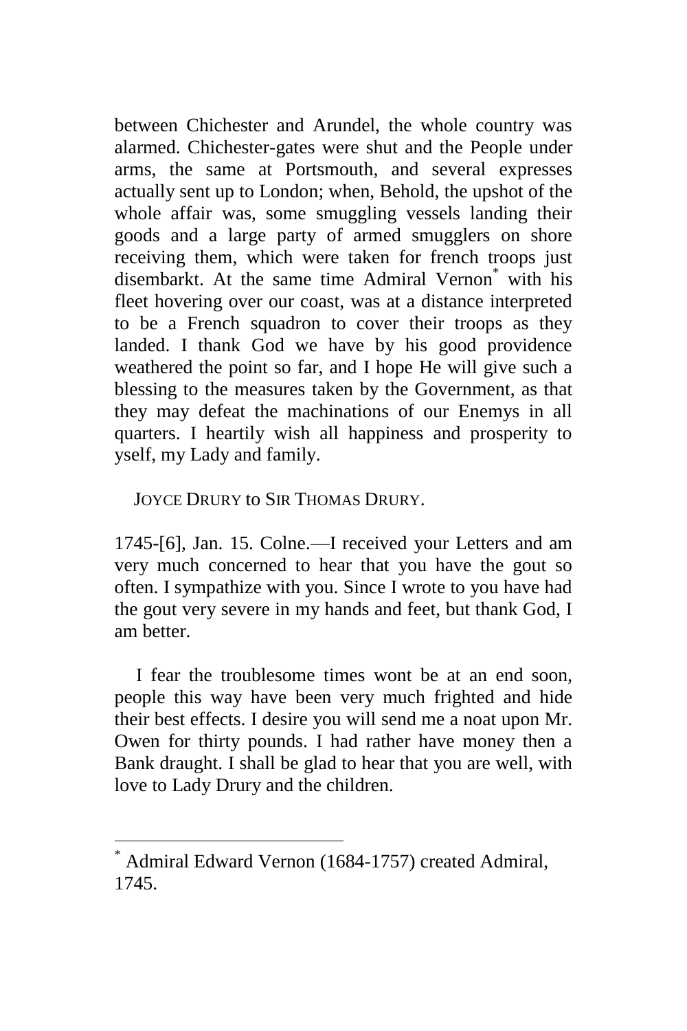between Chichester and Arundel, the whole country was alarmed. Chichester-gates were shut and the People under arms, the same at Portsmouth, and several expresses actually sent up to London; when, Behold, the upshot of the whole affair was, some smuggling vessels landing their goods and a large party of armed smugglers on shore receiving them, which were taken for french troops just disembarkt. At the same time Admiral Vernon[*] with his fleet hovering over our coast, was at a distance interpreted to be a French squadron to cover their troops as they landed. I thank God we have by his good providence weathered the point so far, and I hope He will give such a blessing to the measures taken by the Government, as that they may defeat the machinations of our Enemys in all quarters. I heartily wish all happiness and prosperity to yself, my Lady and family.

JOYCE DRURY to SIR THOMAS DRURY.

1745-[6], Jan. 15. Colne.—I received your Letters and am very much concerned to hear that you have the gout so often. I sympathize with you. Since I wrote to you have had the gout very severe in my hands and feet, but thank God, I am better.

I fear the troublesome times wont be at an end soon, people this way have been very much frighted and hide their best effects. I desire you will send me a noat upon Mr. Owen for thirty pounds. I had rather have money then a Bank draught. I shall be glad to hear that you are well, with love to Lady Drury and the children.

---

[*] Admiral Edward Vernon (1684-1757) created Admiral, 1745.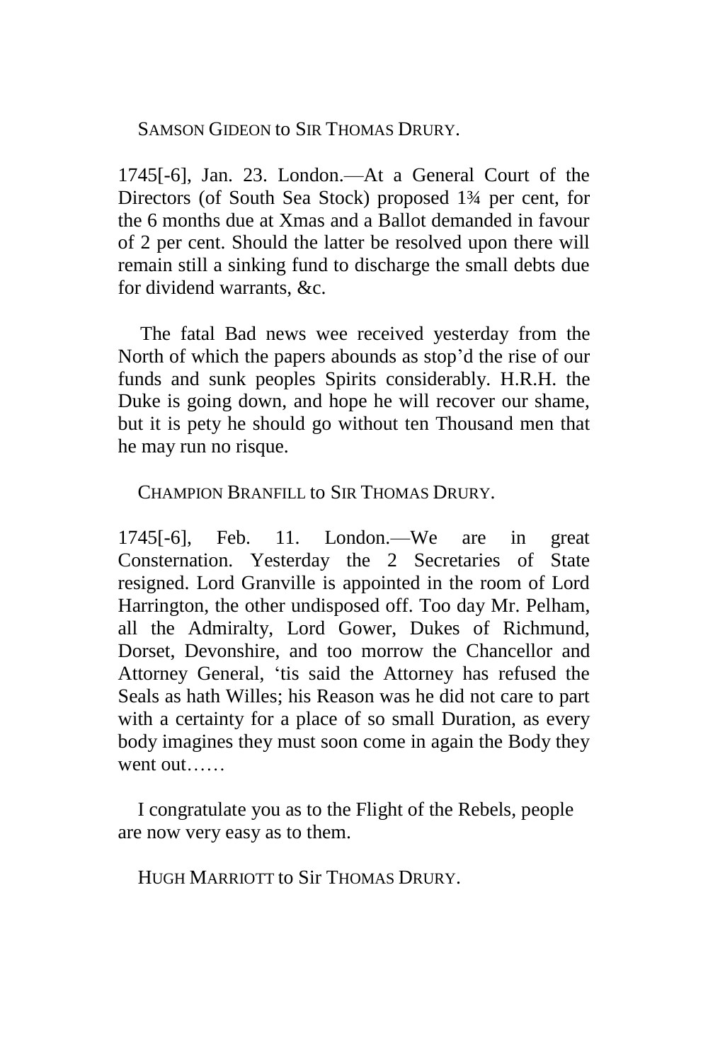SAMSON GIDEON to SIR THOMAS DRURY.

1745[-6], Jan. 23. London.—At a General Court of the Directors (of South Sea Stock) proposed 1¾ per cent, for the 6 months due at Xmas and a Ballot demanded in favour of 2 per cent. Should the latter be resolved upon there will remain still a sinking fund to discharge the small debts due for dividend warrants, &c.

The fatal Bad news wee received yesterday from the North of which the papers abounds as stop'd the rise of our funds and sunk peoples Spirits considerably. H.R.H. the Duke is going down, and hope he will recover our shame, but it is pety he should go without ten Thousand men that he may run no risque.

CHAMPION BRANFILL to SIR THOMAS DRURY.

1745[-6], Feb. 11. London.—We are in great Consternation. Yesterday the 2 Secretaries of State resigned. Lord Granville is appointed in the room of Lord Harrington, the other undisposed off. Too day Mr. Pelham, all the Admiralty, Lord Gower, Dukes of Richmund, Dorset, Devonshire, and too morrow the Chancellor and Attorney General, 'tis said the Attorney has refused the Seals as hath Willes; his Reason was he did not care to part with a certainty for a place of so small Duration, as every body imagines they must soon come in again the Body they went out……

I congratulate you as to the Flight of the Rebels, people are now very easy as to them.

HUGH MARRIOTT to Sir THOMAS DRURY.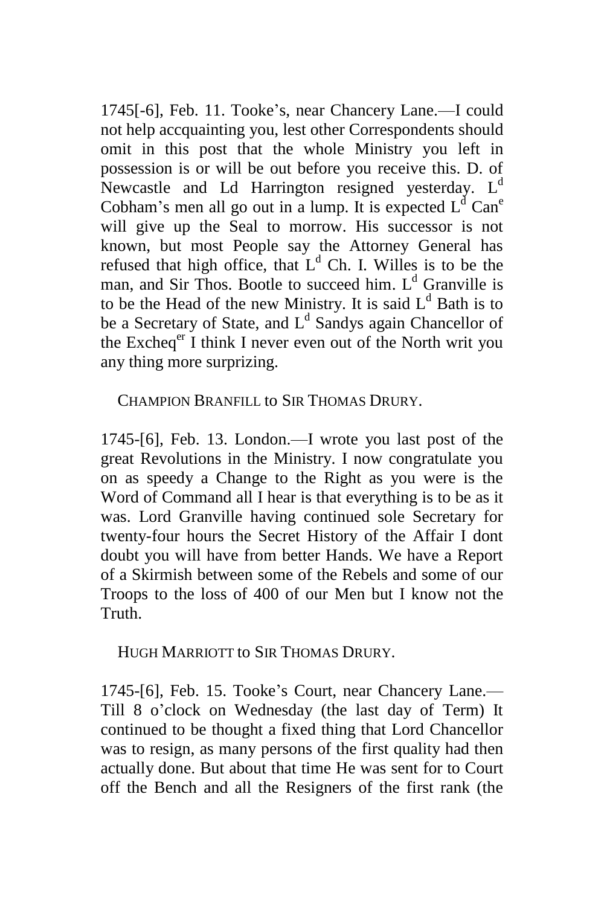1745[-6], Feb. 11. Tooke's, near Chancery Lane.—I could not help accquainting you, lest other Correspondents should omit in this post that the whole Ministry you left in possession is or will be out before you receive this. D. of Newcastle and Ld Harrington resigned yesterday. L[d] Cobham's men all go out in a lump. It is expected L[d] Can[e] will give up the Seal to morrow. His successor is not known, but most People say the Attorney General has refused that high office, that L[d] Ch. I. Willes is to be the man, and Sir Thos. Bootle to succeed him. L[d] Granville is to be the Head of the new Ministry. It is said L[d] Bath is to be a Secretary of State, and L[d] Sandys again Chancellor of the Excheq[er] I think I never even out of the North writ you any thing more surprizing.

CHAMPION BRANFILL to SIR THOMAS DRURY.

1745-[6], Feb. 13. London.—I wrote you last post of the great Revolutions in the Ministry. I now congratulate you on as speedy a Change to the Right as you were is the Word of Command all I hear is that everything is to be as it was. Lord Granville having continued sole Secretary for twenty-four hours the Secret History of the Affair I dont doubt you will have from better Hands. We have a Report of a Skirmish between some of the Rebels and some of our Troops to the loss of 400 of our Men but I know not the Truth.

HUGH MARRIOTT to SIR THOMAS DRURY.

1745-[6], Feb. 15. Tooke's Court, near Chancery Lane.—Till 8 o'clock on Wednesday (the last day of Term) It continued to be thought a fixed thing that Lord Chancellor was to resign, as many persons of the first quality had then actually done. But about that time He was sent for to Court off the Bench and all the Resigners of the first rank (the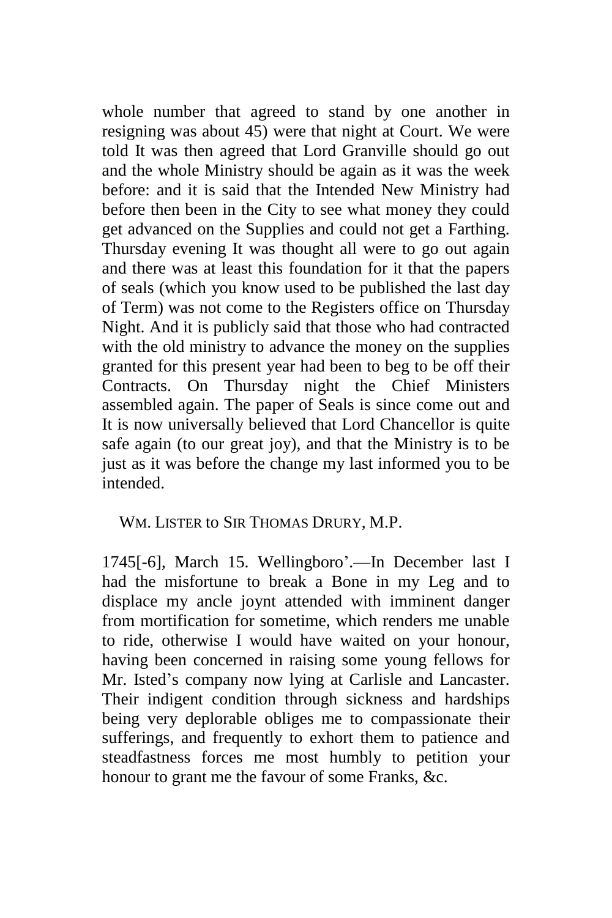whole number that agreed to stand by one another in resigning was about 45) were that night at Court. We were told It was then agreed that Lord Granville should go out and the whole Ministry should be again as it was the week before: and it is said that the Intended New Ministry had before then been in the City to see what money they could get advanced on the Supplies and could not get a Farthing. Thursday evening It was thought all were to go out again and there was at least this foundation for it that the papers of seals (which you know used to be published the last day of Term) was not come to the Registers office on Thursday Night. And it is publicly said that those who had contracted with the old ministry to advance the money on the supplies granted for this present year had been to beg to be off their Contracts. On Thursday night the Chief Ministers assembled again. The paper of Seals is since come out and It is now universally believed that Lord Chancellor is quite safe again (to our great joy), and that the Ministry is to be just as it was before the change my last informed you to be intended.

WM. LISTER to SIR THOMAS DRURY, M.P.

1745[-6], March 15. Wellingboro'.—In December last I had the misfortune to break a Bone in my Leg and to displace my ancle joynt attended with imminent danger from mortification for sometime, which renders me unable to ride, otherwise I would have waited on your honour, having been concerned in raising some young fellows for Mr. Isted's company now lying at Carlisle and Lancaster. Their indigent condition through sickness and hardships being very deplorable obliges me to compassionate their sufferings, and frequently to exhort them to patience and steadfastness forces me most humbly to petition your honour to grant me the favour of some Franks, &c.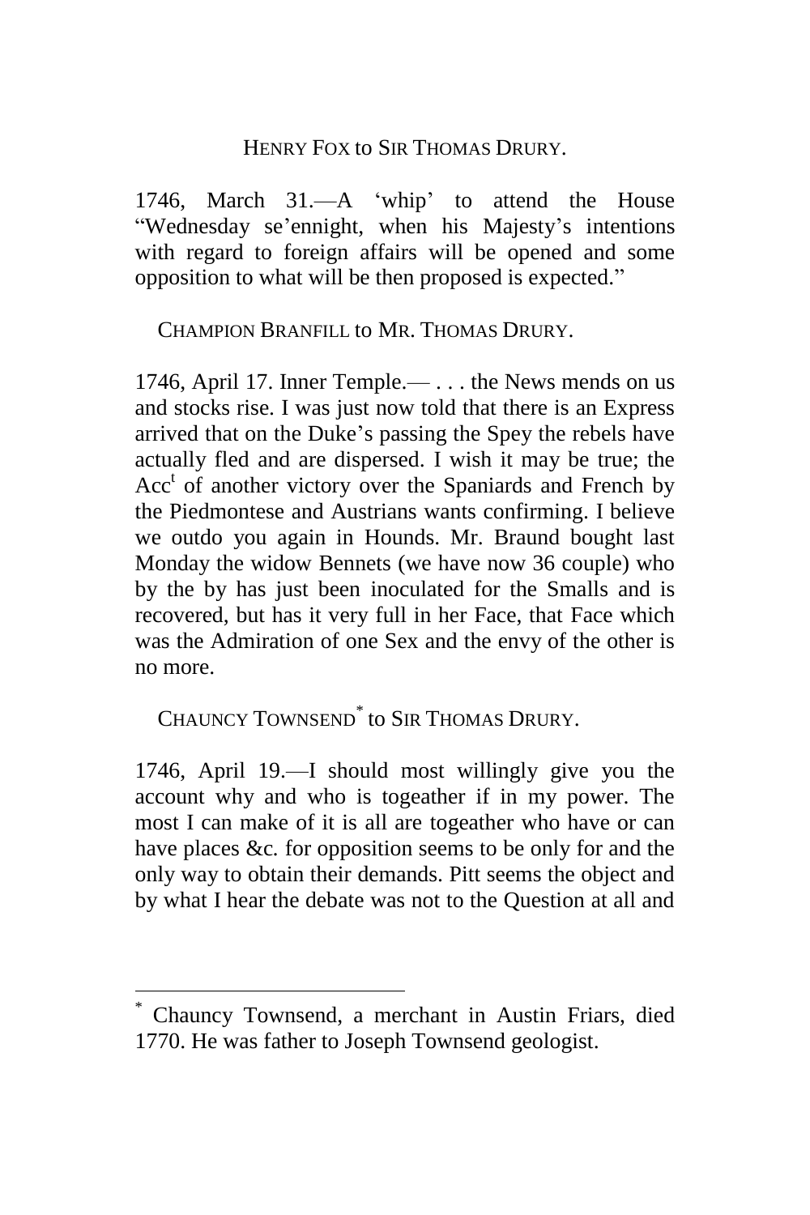HENRY FOX to SIR THOMAS DRURY.

1746, March 31.—A 'whip' to attend the House "Wednesday se'ennight, when his Majesty's intentions with regard to foreign affairs will be opened and some opposition to what will be then proposed is expected."

CHAMPION BRANFILL to MR. THOMAS DRURY.

1746, April 17. Inner Temple.— . . . the News mends on us and stocks rise. I was just now told that there is an Express arrived that on the Duke's passing the Spey the rebels have actually fled and are dispersed. I wish it may be true; the Acc[t] of another victory over the Spaniards and French by the Piedmontese and Austrians wants confirming. I believe we outdo you again in Hounds. Mr. Braund bought last Monday the widow Bennets (we have now 36 couple) who by the by has just been inoculated for the Smalls and is recovered, but has it very full in her Face, that Face which was the Admiration of one Sex and the envy of the other is no more.

CHAUNCY TOWNSEND[*] to SIR THOMAS DRURY.

1746, April 19.—I should most willingly give you the account why and who is togeather if in my power. The most I can make of it is all are togeather who have or can have places &c. for opposition seems to be only for and the only way to obtain their demands. Pitt seems the object and by what I hear the debate was not to the Question at all and

[*] Chauncy Townsend, a merchant in Austin Friars, died 1770. He was father to Joseph Townsend geologist.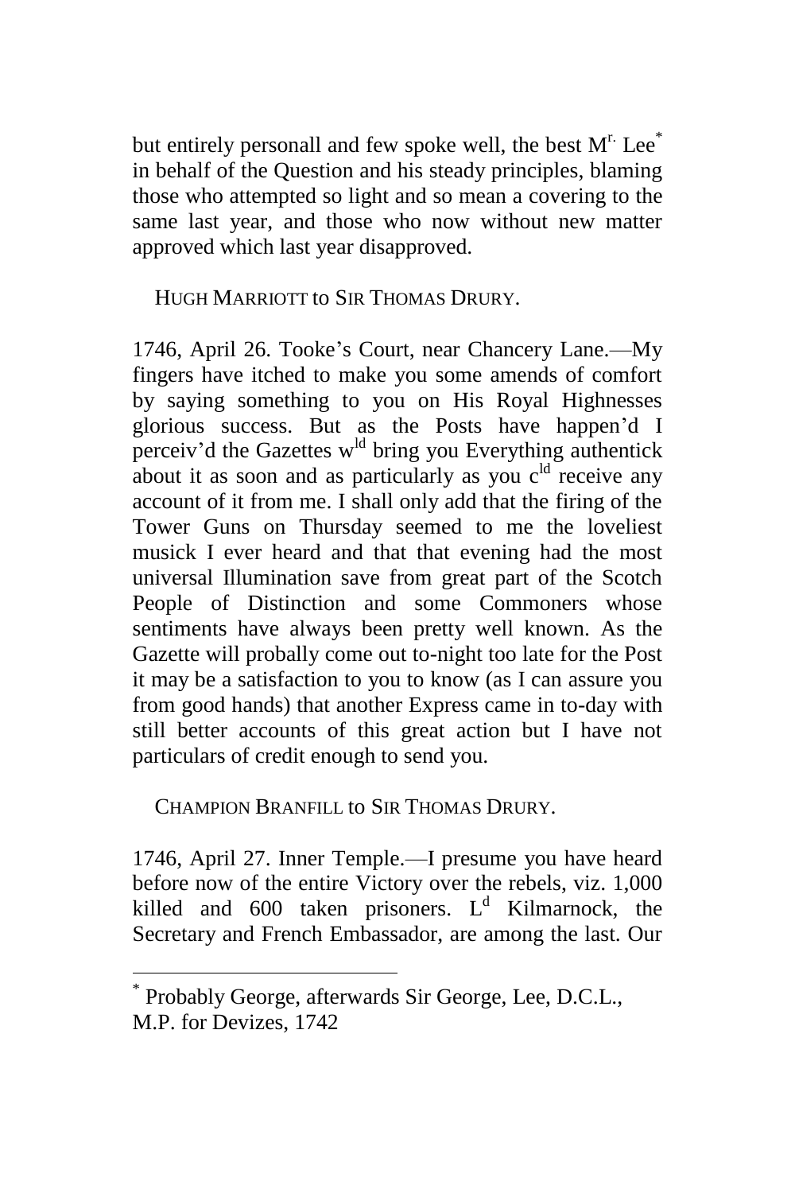but entirely personall and few spoke well, the best Mr. Lee[*] in behalf of the Question and his steady principles, blaming those who attempted so light and so mean a covering to the same last year, and those who now without new matter approved which last year disapproved.

HUGH MARRIOTT to SIR THOMAS DRURY.

1746, April 26. Tooke's Court, near Chancery Lane.—My fingers have itched to make you some amends of comfort by saying something to you on His Royal Highnesses glorious success. But as the Posts have happen'd I perceiv'd the Gazettes wld bring you Everything authentick about it as soon and as particularly as you cld receive any account of it from me. I shall only add that the firing of the Tower Guns on Thursday seemed to me the loveliest musick I ever heard and that that evening had the most universal Illumination save from great part of the Scotch People of Distinction and some Commoners whose sentiments have always been pretty well known. As the Gazette will probally come out to-night too late for the Post it may be a satisfaction to you to know (as I can assure you from good hands) that another Express came in to-day with still better accounts of this great action but I have not particulars of credit enough to send you.

CHAMPION BRANFILL to SIR THOMAS DRURY.

1746, April 27. Inner Temple.—I presume you have heard before now of the entire Victory over the rebels, viz. 1,000 killed and 600 taken prisoners. Ld Kilmarnock, the Secretary and French Embassador, are among the last. Our

---

[*] Probably George, afterwards Sir George, Lee, D.C.L., M.P. for Devizes, 1742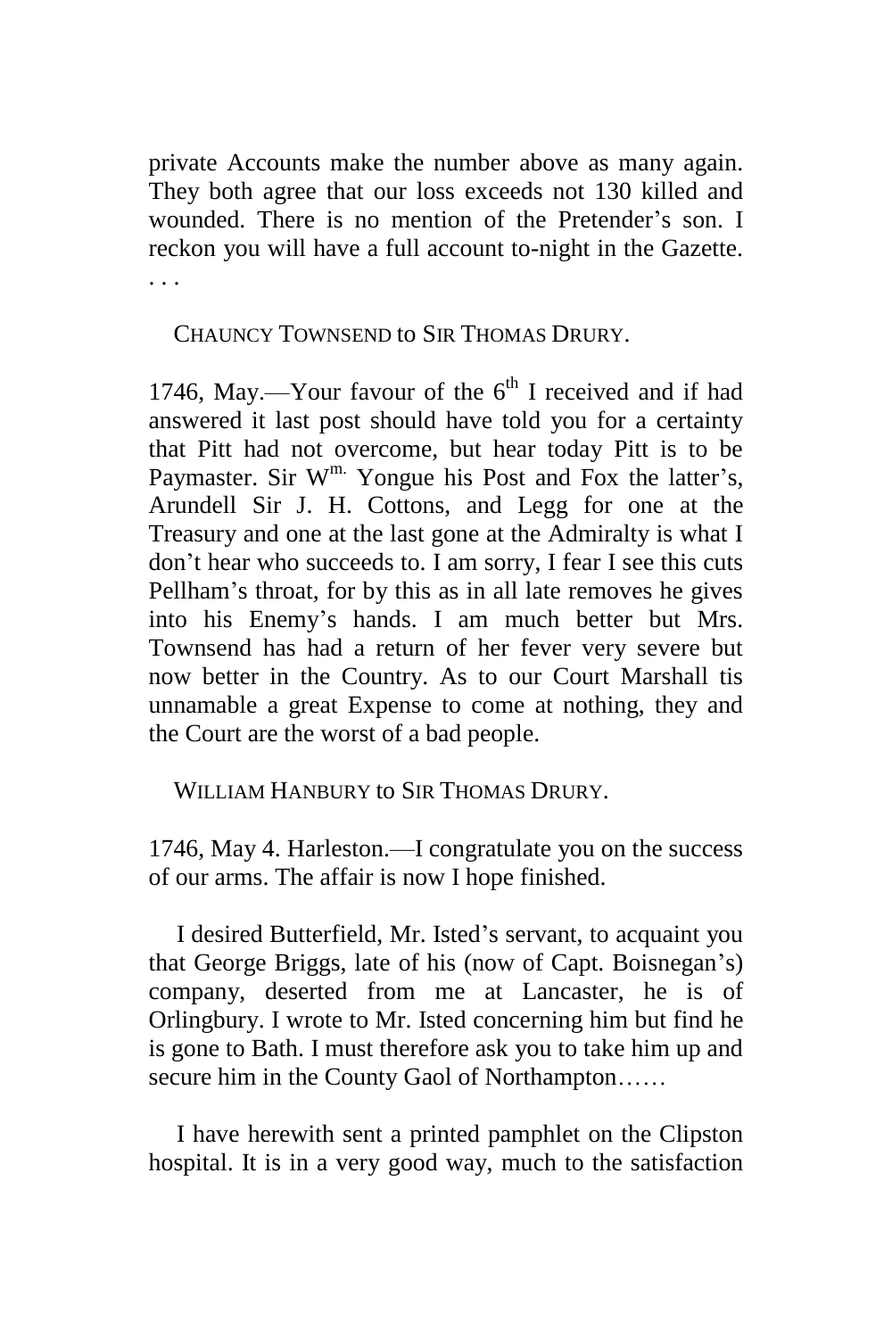private Accounts make the number above as many again. They both agree that our loss exceeds not 130 killed and wounded. There is no mention of the Pretender's son. I reckon you will have a full account to-night in the Gazette. . . .

CHAUNCY TOWNSEND to SIR THOMAS DRURY.

1746, May.—Your favour of the 6th I received and if had answered it last post should have told you for a certainty that Pitt had not overcome, but hear today Pitt is to be Paymaster. Sir Wm. Yongue his Post and Fox the latter's, Arundell Sir J. H. Cottons, and Legg for one at the Treasury and one at the last gone at the Admiralty is what I don't hear who succeeds to. I am sorry, I fear I see this cuts Pellham's throat, for by this as in all late removes he gives into his Enemy's hands. I am much better but Mrs. Townsend has had a return of her fever very severe but now better in the Country. As to our Court Marshall tis unnamable a great Expense to come at nothing, they and the Court are the worst of a bad people.

WILLIAM HANBURY to SIR THOMAS DRURY.

1746, May 4. Harleston.—I congratulate you on the success of our arms. The affair is now I hope finished.

I desired Butterfield, Mr. Isted's servant, to acquaint you that George Briggs, late of his (now of Capt. Boisnegan's) company, deserted from me at Lancaster, he is of Orlingbury. I wrote to Mr. Isted concerning him but find he is gone to Bath. I must therefore ask you to take him up and secure him in the County Gaol of Northampton……

I have herewith sent a printed pamphlet on the Clipston hospital. It is in a very good way, much to the satisfaction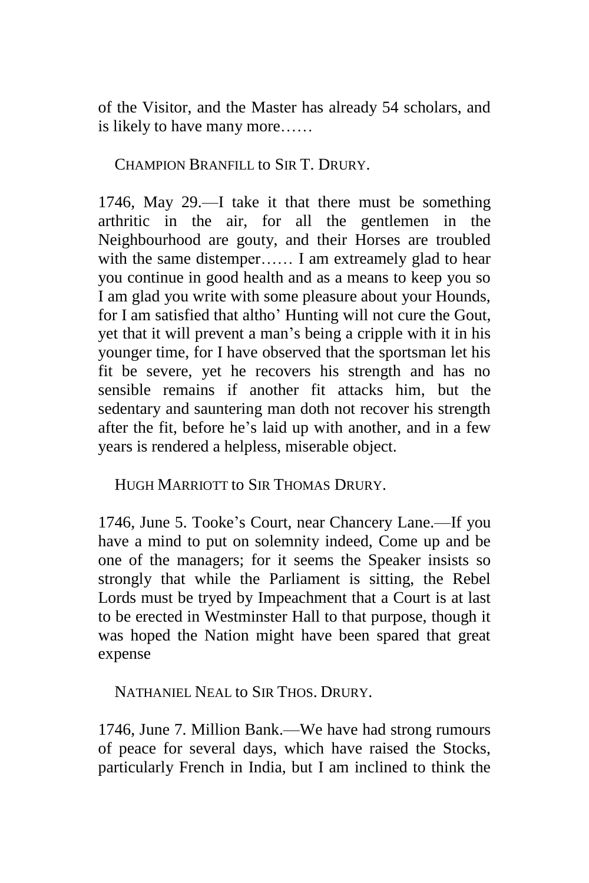of the Visitor, and the Master has already 54 scholars, and is likely to have many more……

CHAMPION BRANFILL to SIR T. DRURY.

1746, May 29.—I take it that there must be something arthritic in the air, for all the gentlemen in the Neighbourhood are gouty, and their Horses are troubled with the same distemper…… I am extreamely glad to hear you continue in good health and as a means to keep you so I am glad you write with some pleasure about your Hounds, for I am satisfied that altho' Hunting will not cure the Gout, yet that it will prevent a man's being a cripple with it in his younger time, for I have observed that the sportsman let his fit be severe, yet he recovers his strength and has no sensible remains if another fit attacks him, but the sedentary and sauntering man doth not recover his strength after the fit, before he's laid up with another, and in a few years is rendered a helpless, miserable object.

HUGH MARRIOTT to SIR THOMAS DRURY.

1746, June 5. Tooke's Court, near Chancery Lane.—If you have a mind to put on solemnity indeed, Come up and be one of the managers; for it seems the Speaker insists so strongly that while the Parliament is sitting, the Rebel Lords must be tryed by Impeachment that a Court is at last to be erected in Westminster Hall to that purpose, though it was hoped the Nation might have been spared that great expense

NATHANIEL NEAL to SIR THOS. DRURY.

1746, June 7. Million Bank.—We have had strong rumours of peace for several days, which have raised the Stocks, particularly French in India, but I am inclined to think the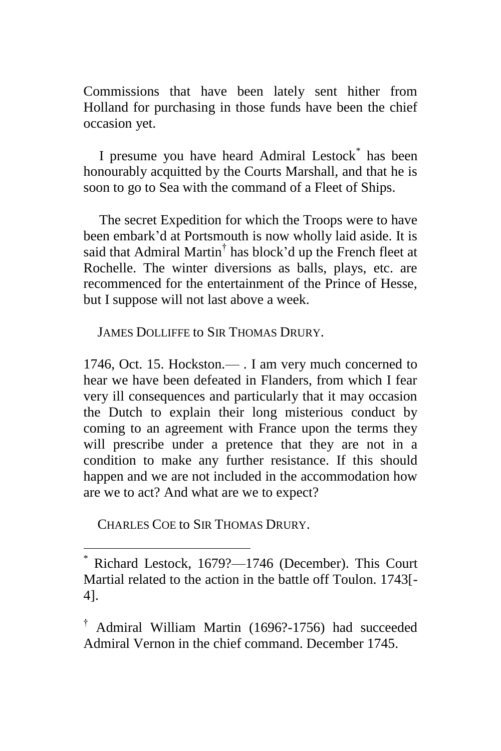Commissions that have been lately sent hither from Holland for purchasing in those funds have been the chief occasion yet.

I presume you have heard Admiral Lestock[*] has been honourably acquitted by the Courts Marshall, and that he is soon to go to Sea with the command of a Fleet of Ships.

The secret Expedition for which the Troops were to have been embark'd at Portsmouth is now wholly laid aside. It is said that Admiral Martin[†] has block'd up the French fleet at Rochelle. The winter diversions as balls, plays, etc. are recommenced for the entertainment of the Prince of Hesse, but I suppose will not last above a week.

JAMES DOLLIFFE to SIR THOMAS DRURY.

1746, Oct. 15. Hockston.— . I am very much concerned to hear we have been defeated in Flanders, from which I fear very ill consequences and particularly that it may occasion the Dutch to explain their long misterious conduct by coming to an agreement with France upon the terms they will prescribe under a pretence that they are not in a condition to make any further resistance. If this should happen and we are not included in the accommodation how are we to act? And what are we to expect?

CHARLES COE to SIR THOMAS DRURY.

---

[*] Richard Lestock, 1679?—1746 (December). This Court Martial related to the action in the battle off Toulon. 1743[-4].

[†] Admiral William Martin (1696?-1756) had succeeded Admiral Vernon in the chief command. December 1745.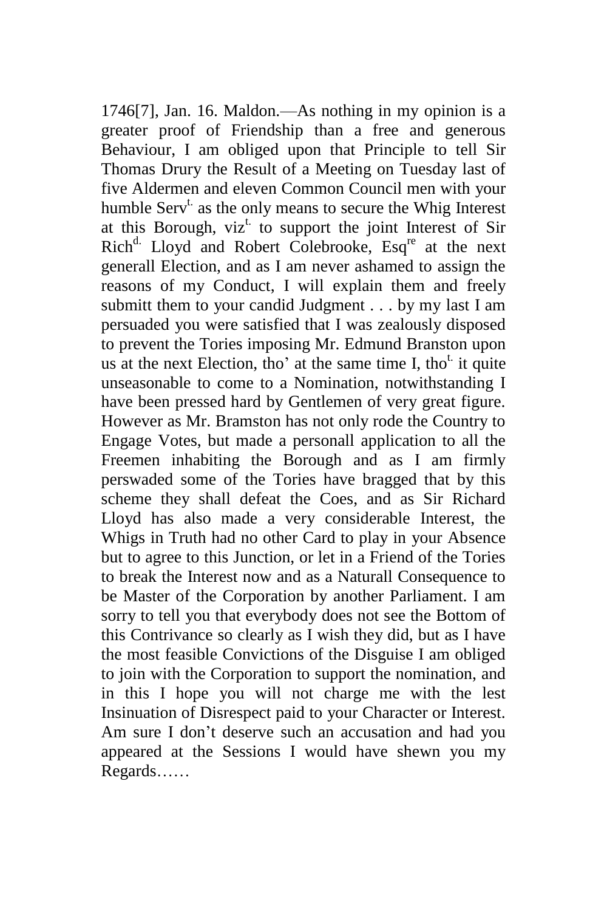1746[7], Jan. 16. Maldon.—As nothing in my opinion is a greater proof of Friendship than a free and generous Behaviour, I am obliged upon that Principle to tell Sir Thomas Drury the Result of a Meeting on Tuesday last of five Aldermen and eleven Common Council men with your humble Serv[t.] as the only means to secure the Whig Interest at this Borough, viz[t.] to support the joint Interest of Sir Rich[d.] Lloyd and Robert Colebrooke, Esq[re] at the next generall Election, and as I am never ashamed to assign the reasons of my Conduct, I will explain them and freely submitt them to your candid Judgment . . . by my last I am persuaded you were satisfied that I was zealously disposed to prevent the Tories imposing Mr. Edmund Branston upon us at the next Election, tho' at the same time I, tho[t.] it quite unseasonable to come to a Nomination, notwithstanding I have been pressed hard by Gentlemen of very great figure. However as Mr. Bramston has not only rode the Country to Engage Votes, but made a personall application to all the Freemen inhabiting the Borough and as I am firmly perswaded some of the Tories have bragged that by this scheme they shall defeat the Coes, and as Sir Richard Lloyd has also made a very considerable Interest, the Whigs in Truth had no other Card to play in your Absence but to agree to this Junction, or let in a Friend of the Tories to break the Interest now and as a Naturall Consequence to be Master of the Corporation by another Parliament. I am sorry to tell you that everybody does not see the Bottom of this Contrivance so clearly as I wish they did, but as I have the most feasible Convictions of the Disguise I am obliged to join with the Corporation to support the nomination, and in this I hope you will not charge me with the lest Insinuation of Disrespect paid to your Character or Interest. Am sure I don't deserve such an accusation and had you appeared at the Sessions I would have shewn you my Regards……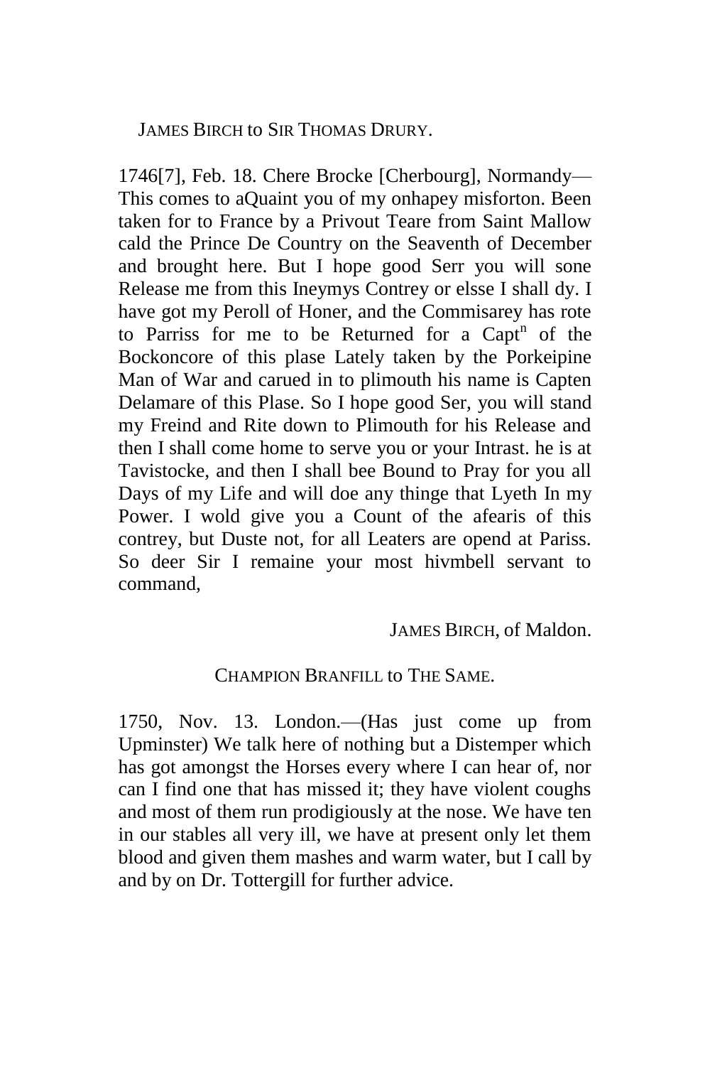JAMES BIRCH to SIR THOMAS DRURY.

1746[7], Feb. 18. Chere Brocke [Cherbourg], Normandy—This comes to aQuaint you of my onhapey misforton. Been taken for to France by a Privout Teare from Saint Mallow cald the Prince De Country on the Seaventh of December and brought here. But I hope good Serr you will sone Release me from this Ineymys Contrey or elsse I shall dy. I have got my Peroll of Honer, and the Commisarey has rote to Parriss for me to be Returned for a Capt[n] of the Bockoncore of this plase Lately taken by the Porkeipine Man of War and carued in to plimouth his name is Capten Delamare of this Plase. So I hope good Ser, you will stand my Freind and Rite down to Plimouth for his Release and then I shall come home to serve you or your Intrast. he is at Tavistocke, and then I shall bee Bound to Pray for you all Days of my Life and will doe any thinge that Lyeth In my Power. I wold give you a Count of the afearis of this contrey, but Duste not, for all Leaters are opend at Pariss. So deer Sir I remaine your most hivmbell servant to command,

JAMES BIRCH, of Maldon.

CHAMPION BRANFILL to THE SAME.

1750, Nov. 13. London.—(Has just come up from Upminster) We talk here of nothing but a Distemper which has got amongst the Horses every where I can hear of, nor can I find one that has missed it; they have violent coughs and most of them run prodigiously at the nose. We have ten in our stables all very ill, we have at present only let them blood and given them mashes and warm water, but I call by and by on Dr. Tottergill for further advice.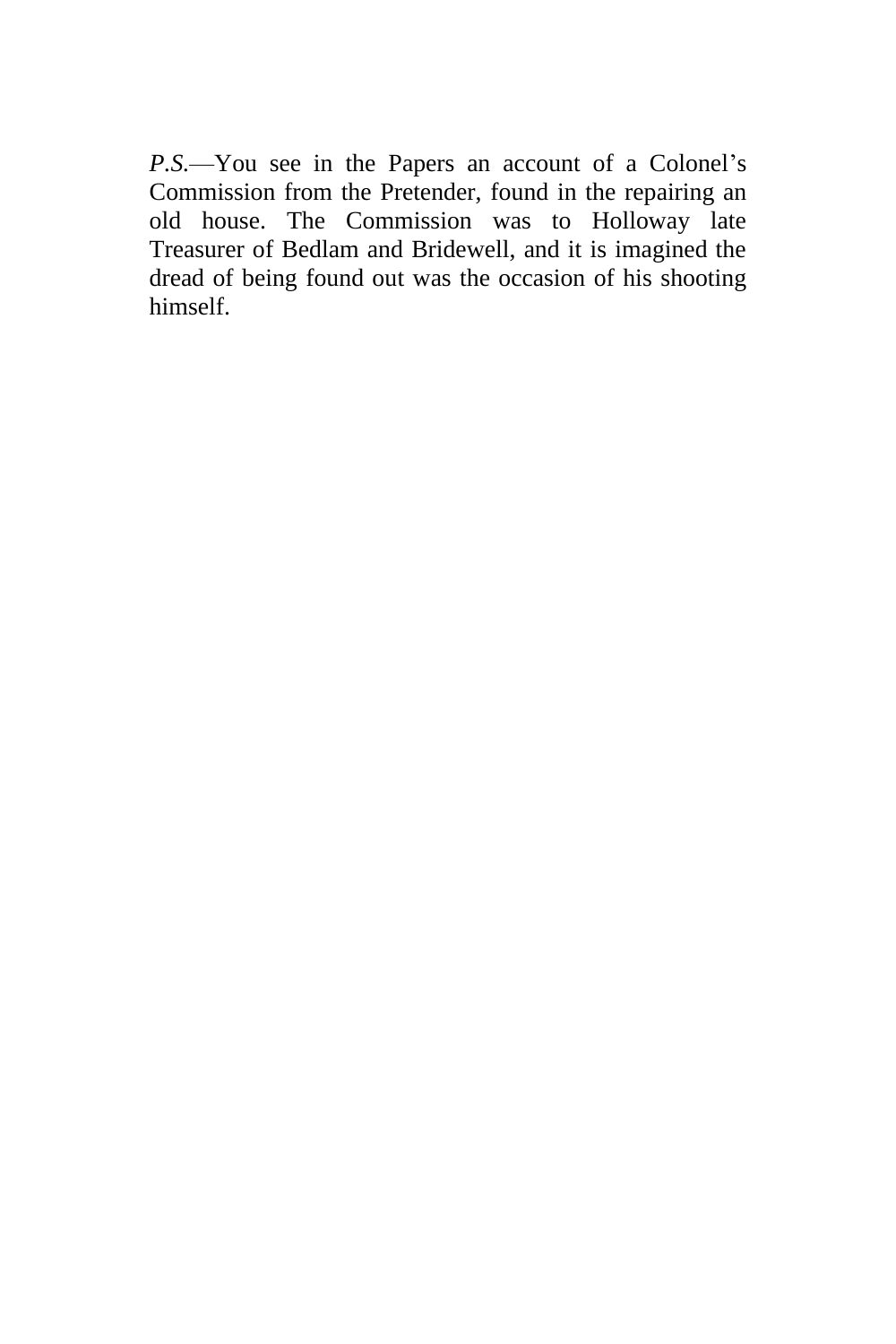*P.S.*—You see in the Papers an account of a Colonel’s Commission from the Pretender, found in the repairing an old house. The Commission was to Holloway late Treasurer of Bedlam and Bridewell, and it is imagined the dread of being found out was the occasion of his shooting himself.